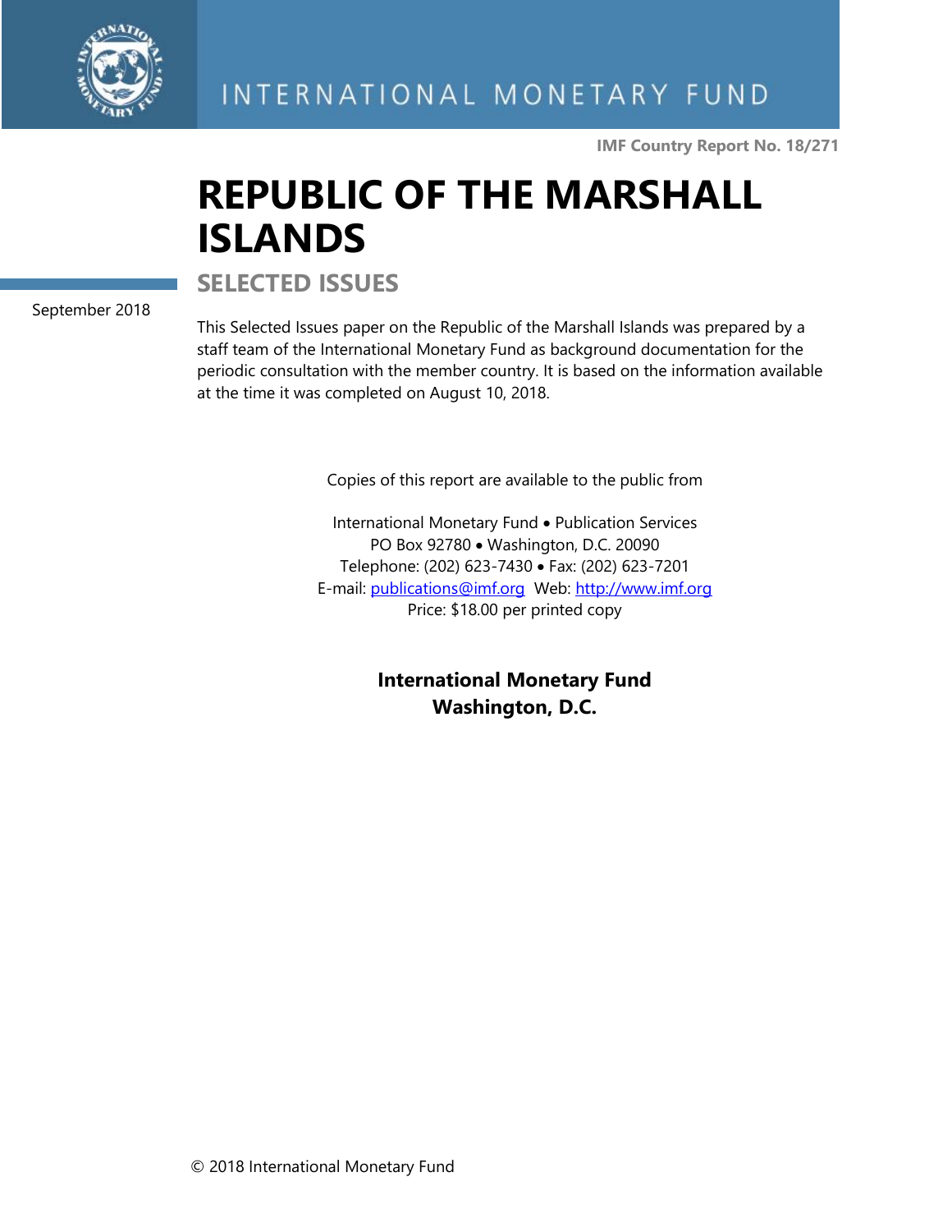INTERNATIONAL MONETARY FUND

**IMF Country Report No. 18/271**

# REPUBLIC OF THE MARSHALL ISLANDS

## SELECTED ISSUES

September 2018

This Selected Issues paper on the Republic of the Marshall Islands was prepared by a staff team of the International Monetary Fund as background documentation for the periodic consultation with the member country. It is based on the information available at the time it was completed on August 10, 2018.

Copies of this report are available to the public from

International Monetary Fund • Publication Services
PO Box 92780 • Washington, D.C. 20090
Telephone: (202) 623-7430 • Fax: (202) 623-7201
E-mail: publications@imf.org Web: http://www.imf.org
Price: $18.00 per printed copy

**International Monetary Fund**
**Washington, D.C.**

© 2018 International Monetary Fund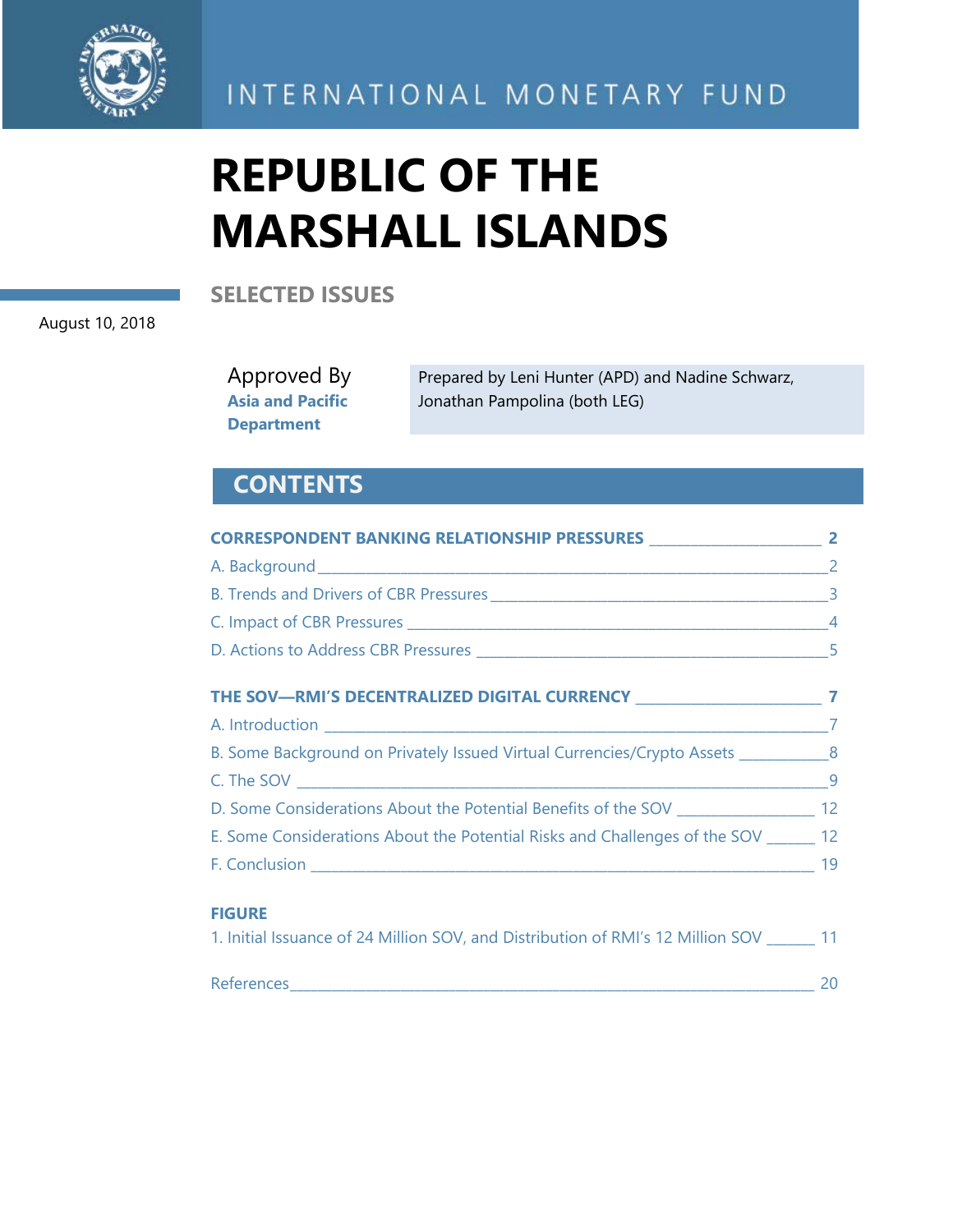INTERNATIONAL MONETARY FUND

# REPUBLIC OF THE MARSHALL ISLANDS

## SELECTED ISSUES

August 10, 2018

Approved By
**Asia and Pacific Department**

Prepared by Leni Hunter (APD) and Nadine Schwarz, Jonathan Pampolina (both LEG)

## CONTENTS

**CORRESPONDENT BANKING RELATIONSHIP PRESSURES** _______________ **2**

A. Background _______________ 2

B. Trends and Drivers of CBR Pressures _______________ 3

C. Impact of CBR Pressures _______________ 4

D. Actions to Address CBR Pressures _______________ 5

**THE SOV—RMI'S DECENTRALIZED DIGITAL CURRENCY** _______________ **7**

A. Introduction _______________ 7

B. Some Background on Privately Issued Virtual Currencies/Crypto Assets _______________ 8

C. The SOV _______________ 9

D. Some Considerations About the Potential Benefits of the SOV _______________ 12

E. Some Considerations About the Potential Risks and Challenges of the SOV _______________ 12

F. Conclusion _______________ 19

**FIGURE**

1. Initial Issuance of 24 Million SOV, and Distribution of RMI's 12 Million SOV _______________ 11

References _______________ 20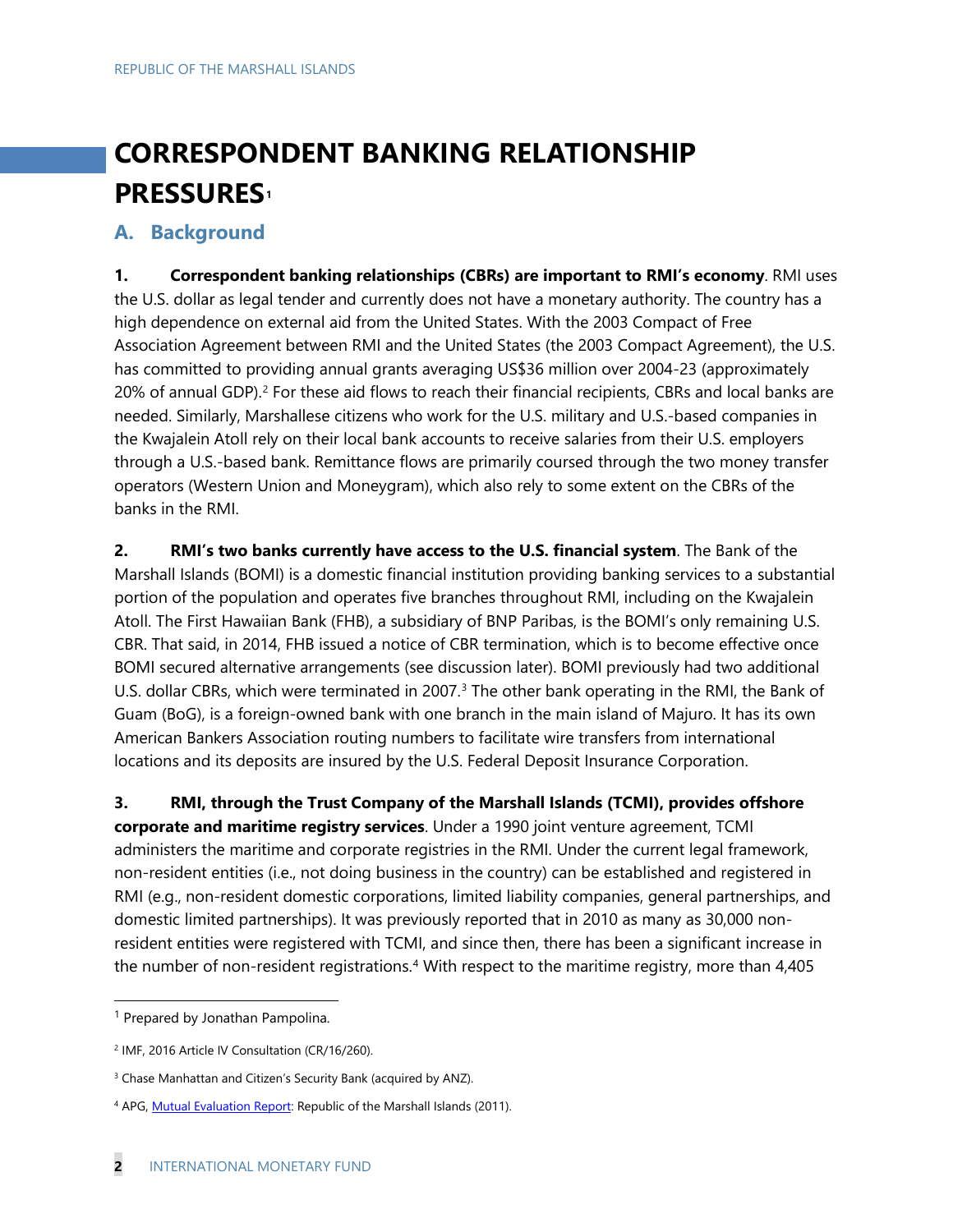# CORRESPONDENT BANKING RELATIONSHIP PRESSURES[1]

## A. Background

**1. Correspondent banking relationships (CBRs) are important to RMI's economy**. RMI uses the U.S. dollar as legal tender and currently does not have a monetary authority. The country has a high dependence on external aid from the United States. With the 2003 Compact of Free Association Agreement between RMI and the United States (the 2003 Compact Agreement), the U.S. has committed to providing annual grants averaging US$36 million over 2004-23 (approximately 20% of annual GDP).[2] For these aid flows to reach their financial recipients, CBRs and local banks are needed. Similarly, Marshallese citizens who work for the U.S. military and U.S.-based companies in the Kwajalein Atoll rely on their local bank accounts to receive salaries from their U.S. employers through a U.S.-based bank. Remittance flows are primarily coursed through the two money transfer operators (Western Union and Moneygram), which also rely to some extent on the CBRs of the banks in the RMI.

**2. RMI's two banks currently have access to the U.S. financial system**. The Bank of the Marshall Islands (BOMI) is a domestic financial institution providing banking services to a substantial portion of the population and operates five branches throughout RMI, including on the Kwajalein Atoll. The First Hawaiian Bank (FHB), a subsidiary of BNP Paribas, is the BOMI's only remaining U.S. CBR. That said, in 2014, FHB issued a notice of CBR termination, which is to become effective once BOMI secured alternative arrangements (see discussion later). BOMI previously had two additional U.S. dollar CBRs, which were terminated in 2007.[3] The other bank operating in the RMI, the Bank of Guam (BoG), is a foreign-owned bank with one branch in the main island of Majuro. It has its own American Bankers Association routing numbers to facilitate wire transfers from international locations and its deposits are insured by the U.S. Federal Deposit Insurance Corporation.

**3. RMI, through the Trust Company of the Marshall Islands (TCMI), provides offshore corporate and maritime registry services**. Under a 1990 joint venture agreement, TCMI administers the maritime and corporate registries in the RMI. Under the current legal framework, non-resident entities (i.e., not doing business in the country) can be established and registered in RMI (e.g., non-resident domestic corporations, limited liability companies, general partnerships, and domestic limited partnerships). It was previously reported that in 2010 as many as 30,000 non-resident entities were registered with TCMI, and since then, there has been a significant increase in the number of non-resident registrations.[4] With respect to the maritime registry, more than 4,405

---

[1] Prepared by Jonathan Pampolina.

[2] IMF, 2016 Article IV Consultation (CR/16/260).

[3] Chase Manhattan and Citizen's Security Bank (acquired by ANZ).

[4] APG, Mutual Evaluation Report: Republic of the Marshall Islands (2011).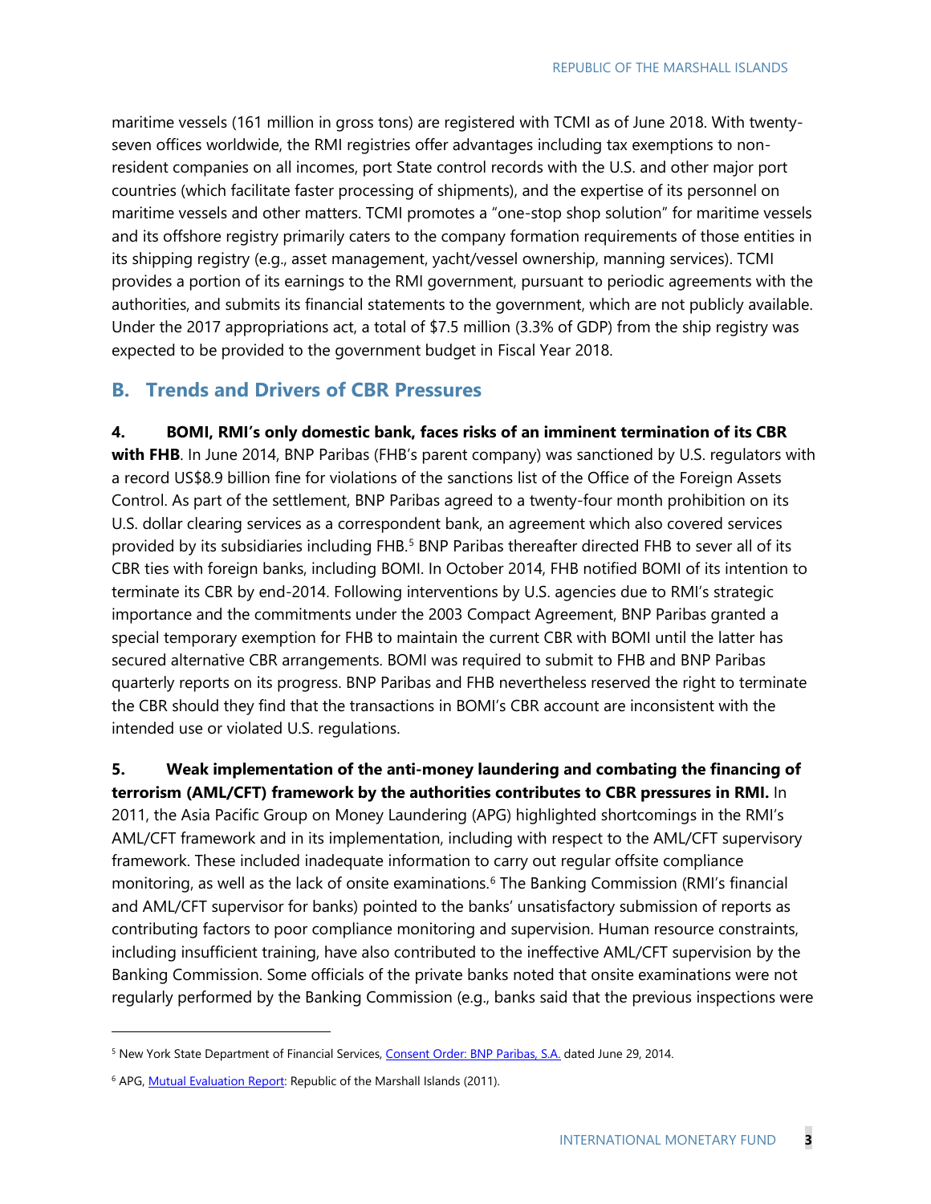maritime vessels (161 million in gross tons) are registered with TCMI as of June 2018. With twenty-seven offices worldwide, the RMI registries offer advantages including tax exemptions to non-resident companies on all incomes, port State control records with the U.S. and other major port countries (which facilitate faster processing of shipments), and the expertise of its personnel on maritime vessels and other matters. TCMI promotes a "one-stop shop solution" for maritime vessels and its offshore registry primarily caters to the company formation requirements of those entities in its shipping registry (e.g., asset management, yacht/vessel ownership, manning services). TCMI provides a portion of its earnings to the RMI government, pursuant to periodic agreements with the authorities, and submits its financial statements to the government, which are not publicly available. Under the 2017 appropriations act, a total of $7.5 million (3.3% of GDP) from the ship registry was expected to be provided to the government budget in Fiscal Year 2018.

## B. Trends and Drivers of CBR Pressures

**4. BOMI, RMI's only domestic bank, faces risks of an imminent termination of its CBR with FHB**. In June 2014, BNP Paribas (FHB's parent company) was sanctioned by U.S. regulators with a record US$8.9 billion fine for violations of the sanctions list of the Office of the Foreign Assets Control. As part of the settlement, BNP Paribas agreed to a twenty-four month prohibition on its U.S. dollar clearing services as a correspondent bank, an agreement which also covered services provided by its subsidiaries including FHB.[5] BNP Paribas thereafter directed FHB to sever all of its CBR ties with foreign banks, including BOMI. In October 2014, FHB notified BOMI of its intention to terminate its CBR by end-2014. Following interventions by U.S. agencies due to RMI's strategic importance and the commitments under the 2003 Compact Agreement, BNP Paribas granted a special temporary exemption for FHB to maintain the current CBR with BOMI until the latter has secured alternative CBR arrangements. BOMI was required to submit to FHB and BNP Paribas quarterly reports on its progress. BNP Paribas and FHB nevertheless reserved the right to terminate the CBR should they find that the transactions in BOMI's CBR account are inconsistent with the intended use or violated U.S. regulations.

**5. Weak implementation of the anti-money laundering and combating the financing of terrorism (AML/CFT) framework by the authorities contributes to CBR pressures in RMI.** In 2011, the Asia Pacific Group on Money Laundering (APG) highlighted shortcomings in the RMI's AML/CFT framework and in its implementation, including with respect to the AML/CFT supervisory framework. These included inadequate information to carry out regular offsite compliance monitoring, as well as the lack of onsite examinations.[6] The Banking Commission (RMI's financial and AML/CFT supervisor for banks) pointed to the banks' unsatisfactory submission of reports as contributing factors to poor compliance monitoring and supervision. Human resource constraints, including insufficient training, have also contributed to the ineffective AML/CFT supervision by the Banking Commission. Some officials of the private banks noted that onsite examinations were not regularly performed by the Banking Commission (e.g., banks said that the previous inspections were

---

[5] New York State Department of Financial Services, Consent Order: BNP Paribas, S.A. dated June 29, 2014.

[6] APG, Mutual Evaluation Report: Republic of the Marshall Islands (2011).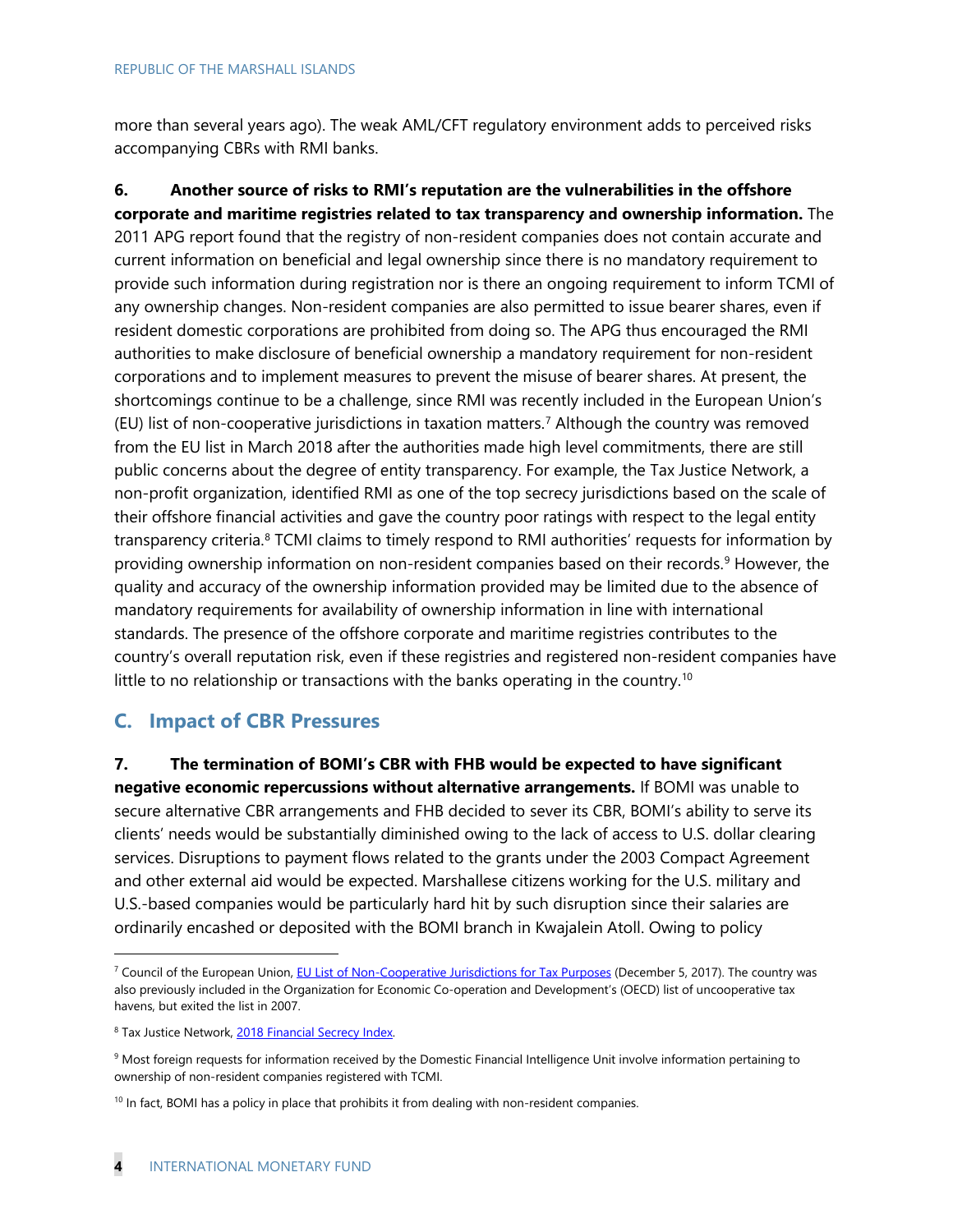more than several years ago). The weak AML/CFT regulatory environment adds to perceived risks accompanying CBRs with RMI banks.

**6. Another source of risks to RMI's reputation are the vulnerabilities in the offshore corporate and maritime registries related to tax transparency and ownership information.** The 2011 APG report found that the registry of non-resident companies does not contain accurate and current information on beneficial and legal ownership since there is no mandatory requirement to provide such information during registration nor is there an ongoing requirement to inform TCMI of any ownership changes. Non-resident companies are also permitted to issue bearer shares, even if resident domestic corporations are prohibited from doing so. The APG thus encouraged the RMI authorities to make disclosure of beneficial ownership a mandatory requirement for non-resident corporations and to implement measures to prevent the misuse of bearer shares. At present, the shortcomings continue to be a challenge, since RMI was recently included in the European Union's (EU) list of non-cooperative jurisdictions in taxation matters.[7] Although the country was removed from the EU list in March 2018 after the authorities made high level commitments, there are still public concerns about the degree of entity transparency. For example, the Tax Justice Network, a non-profit organization, identified RMI as one of the top secrecy jurisdictions based on the scale of their offshore financial activities and gave the country poor ratings with respect to the legal entity transparency criteria.[8] TCMI claims to timely respond to RMI authorities' requests for information by providing ownership information on non-resident companies based on their records.[9] However, the quality and accuracy of the ownership information provided may be limited due to the absence of mandatory requirements for availability of ownership information in line with international standards. The presence of the offshore corporate and maritime registries contributes to the country's overall reputation risk, even if these registries and registered non-resident companies have little to no relationship or transactions with the banks operating in the country.[10]

## C. Impact of CBR Pressures

**7. The termination of BOMI's CBR with FHB would be expected to have significant negative economic repercussions without alternative arrangements.** If BOMI was unable to secure alternative CBR arrangements and FHB decided to sever its CBR, BOMI's ability to serve its clients' needs would be substantially diminished owing to the lack of access to U.S. dollar clearing services. Disruptions to payment flows related to the grants under the 2003 Compact Agreement and other external aid would be expected. Marshallese citizens working for the U.S. military and U.S.-based companies would be particularly hard hit by such disruption since their salaries are ordinarily encashed or deposited with the BOMI branch in Kwajalein Atoll. Owing to policy

---

[7] Council of the European Union, EU List of Non-Cooperative Jurisdictions for Tax Purposes (December 5, 2017). The country was also previously included in the Organization for Economic Co-operation and Development's (OECD) list of uncooperative tax havens, but exited the list in 2007.

[8] Tax Justice Network, 2018 Financial Secrecy Index.

[9] Most foreign requests for information received by the Domestic Financial Intelligence Unit involve information pertaining to ownership of non-resident companies registered with TCMI.

[10] In fact, BOMI has a policy in place that prohibits it from dealing with non-resident companies.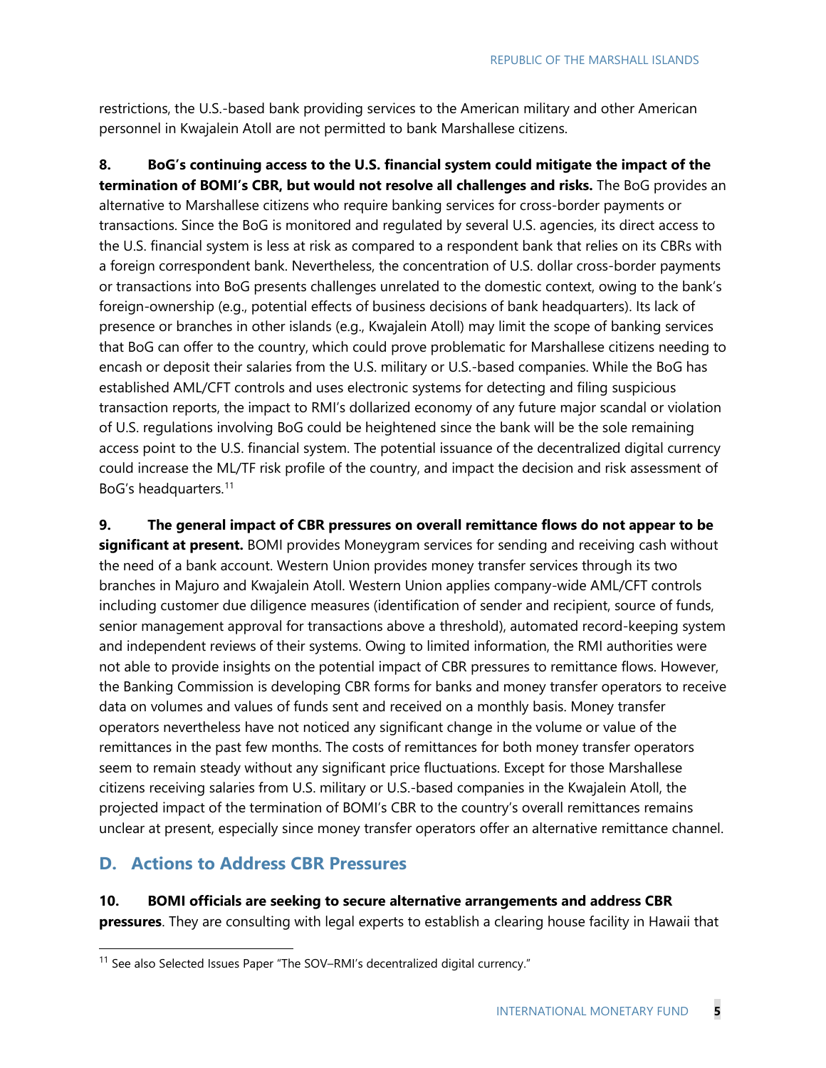restrictions, the U.S.-based bank providing services to the American military and other American personnel in Kwajalein Atoll are not permitted to bank Marshallese citizens.

**8. BoG's continuing access to the U.S. financial system could mitigate the impact of the termination of BOMI's CBR, but would not resolve all challenges and risks.** The BoG provides an alternative to Marshallese citizens who require banking services for cross-border payments or transactions. Since the BoG is monitored and regulated by several U.S. agencies, its direct access to the U.S. financial system is less at risk as compared to a respondent bank that relies on its CBRs with a foreign correspondent bank. Nevertheless, the concentration of U.S. dollar cross-border payments or transactions into BoG presents challenges unrelated to the domestic context, owing to the bank's foreign-ownership (e.g., potential effects of business decisions of bank headquarters). Its lack of presence or branches in other islands (e.g., Kwajalein Atoll) may limit the scope of banking services that BoG can offer to the country, which could prove problematic for Marshallese citizens needing to encash or deposit their salaries from the U.S. military or U.S.-based companies. While the BoG has established AML/CFT controls and uses electronic systems for detecting and filing suspicious transaction reports, the impact to RMI's dollarized economy of any future major scandal or violation of U.S. regulations involving BoG could be heightened since the bank will be the sole remaining access point to the U.S. financial system. The potential issuance of the decentralized digital currency could increase the ML/TF risk profile of the country, and impact the decision and risk assessment of BoG's headquarters.[11]

**9. The general impact of CBR pressures on overall remittance flows do not appear to be significant at present.** BOMI provides Moneygram services for sending and receiving cash without the need of a bank account. Western Union provides money transfer services through its two branches in Majuro and Kwajalein Atoll. Western Union applies company-wide AML/CFT controls including customer due diligence measures (identification of sender and recipient, source of funds, senior management approval for transactions above a threshold), automated record-keeping system and independent reviews of their systems. Owing to limited information, the RMI authorities were not able to provide insights on the potential impact of CBR pressures to remittance flows. However, the Banking Commission is developing CBR forms for banks and money transfer operators to receive data on volumes and values of funds sent and received on a monthly basis. Money transfer operators nevertheless have not noticed any significant change in the volume or value of the remittances in the past few months. The costs of remittances for both money transfer operators seem to remain steady without any significant price fluctuations. Except for those Marshallese citizens receiving salaries from U.S. military or U.S.-based companies in the Kwajalein Atoll, the projected impact of the termination of BOMI's CBR to the country's overall remittances remains unclear at present, especially since money transfer operators offer an alternative remittance channel.

## D. Actions to Address CBR Pressures

**10. BOMI officials are seeking to secure alternative arrangements and address CBR pressures**. They are consulting with legal experts to establish a clearing house facility in Hawaii that

[11] See also Selected Issues Paper "The SOV–RMI's decentralized digital currency."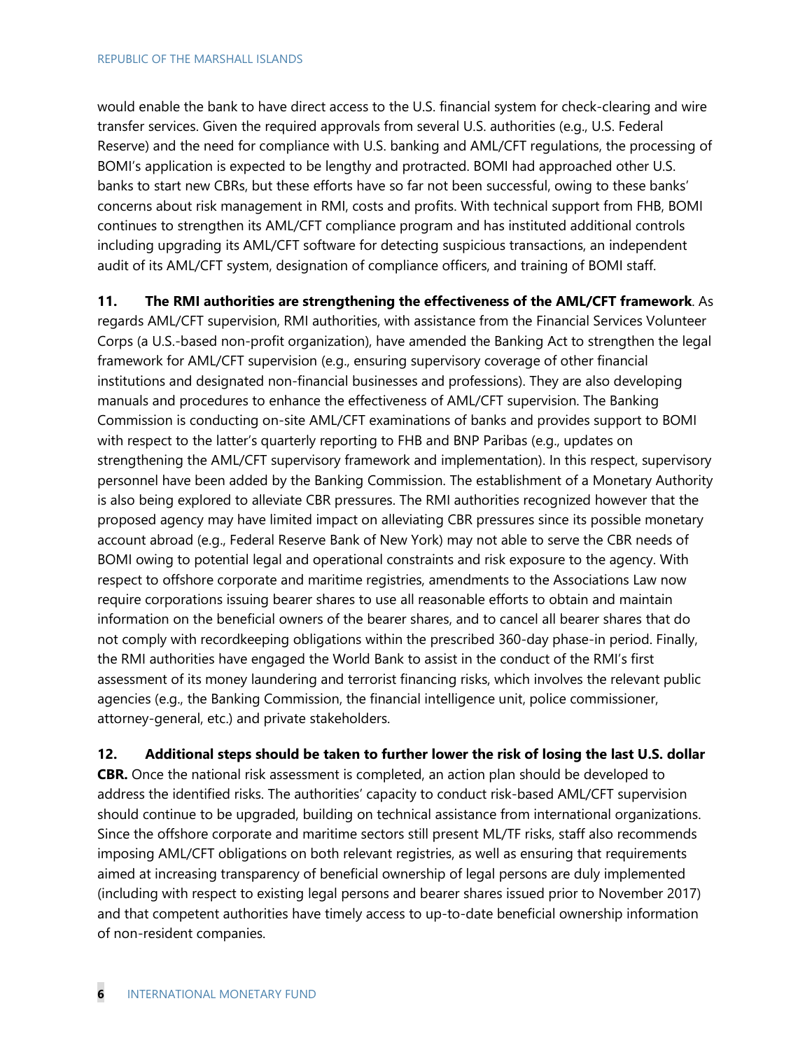would enable the bank to have direct access to the U.S. financial system for check-clearing and wire transfer services. Given the required approvals from several U.S. authorities (e.g., U.S. Federal Reserve) and the need for compliance with U.S. banking and AML/CFT regulations, the processing of BOMI's application is expected to be lengthy and protracted. BOMI had approached other U.S. banks to start new CBRs, but these efforts have so far not been successful, owing to these banks' concerns about risk management in RMI, costs and profits. With technical support from FHB, BOMI continues to strengthen its AML/CFT compliance program and has instituted additional controls including upgrading its AML/CFT software for detecting suspicious transactions, an independent audit of its AML/CFT system, designation of compliance officers, and training of BOMI staff.

**11. The RMI authorities are strengthening the effectiveness of the AML/CFT framework**. As regards AML/CFT supervision, RMI authorities, with assistance from the Financial Services Volunteer Corps (a U.S.-based non-profit organization), have amended the Banking Act to strengthen the legal framework for AML/CFT supervision (e.g., ensuring supervisory coverage of other financial institutions and designated non-financial businesses and professions). They are also developing manuals and procedures to enhance the effectiveness of AML/CFT supervision. The Banking Commission is conducting on-site AML/CFT examinations of banks and provides support to BOMI with respect to the latter's quarterly reporting to FHB and BNP Paribas (e.g., updates on strengthening the AML/CFT supervisory framework and implementation). In this respect, supervisory personnel have been added by the Banking Commission. The establishment of a Monetary Authority is also being explored to alleviate CBR pressures. The RMI authorities recognized however that the proposed agency may have limited impact on alleviating CBR pressures since its possible monetary account abroad (e.g., Federal Reserve Bank of New York) may not able to serve the CBR needs of BOMI owing to potential legal and operational constraints and risk exposure to the agency. With respect to offshore corporate and maritime registries, amendments to the Associations Law now require corporations issuing bearer shares to use all reasonable efforts to obtain and maintain information on the beneficial owners of the bearer shares, and to cancel all bearer shares that do not comply with recordkeeping obligations within the prescribed 360-day phase-in period. Finally, the RMI authorities have engaged the World Bank to assist in the conduct of the RMI's first assessment of its money laundering and terrorist financing risks, which involves the relevant public agencies (e.g., the Banking Commission, the financial intelligence unit, police commissioner, attorney-general, etc.) and private stakeholders.

**12. Additional steps should be taken to further lower the risk of losing the last U.S. dollar CBR.** Once the national risk assessment is completed, an action plan should be developed to address the identified risks. The authorities' capacity to conduct risk-based AML/CFT supervision should continue to be upgraded, building on technical assistance from international organizations. Since the offshore corporate and maritime sectors still present ML/TF risks, staff also recommends imposing AML/CFT obligations on both relevant registries, as well as ensuring that requirements aimed at increasing transparency of beneficial ownership of legal persons are duly implemented (including with respect to existing legal persons and bearer shares issued prior to November 2017) and that competent authorities have timely access to up-to-date beneficial ownership information of non-resident companies.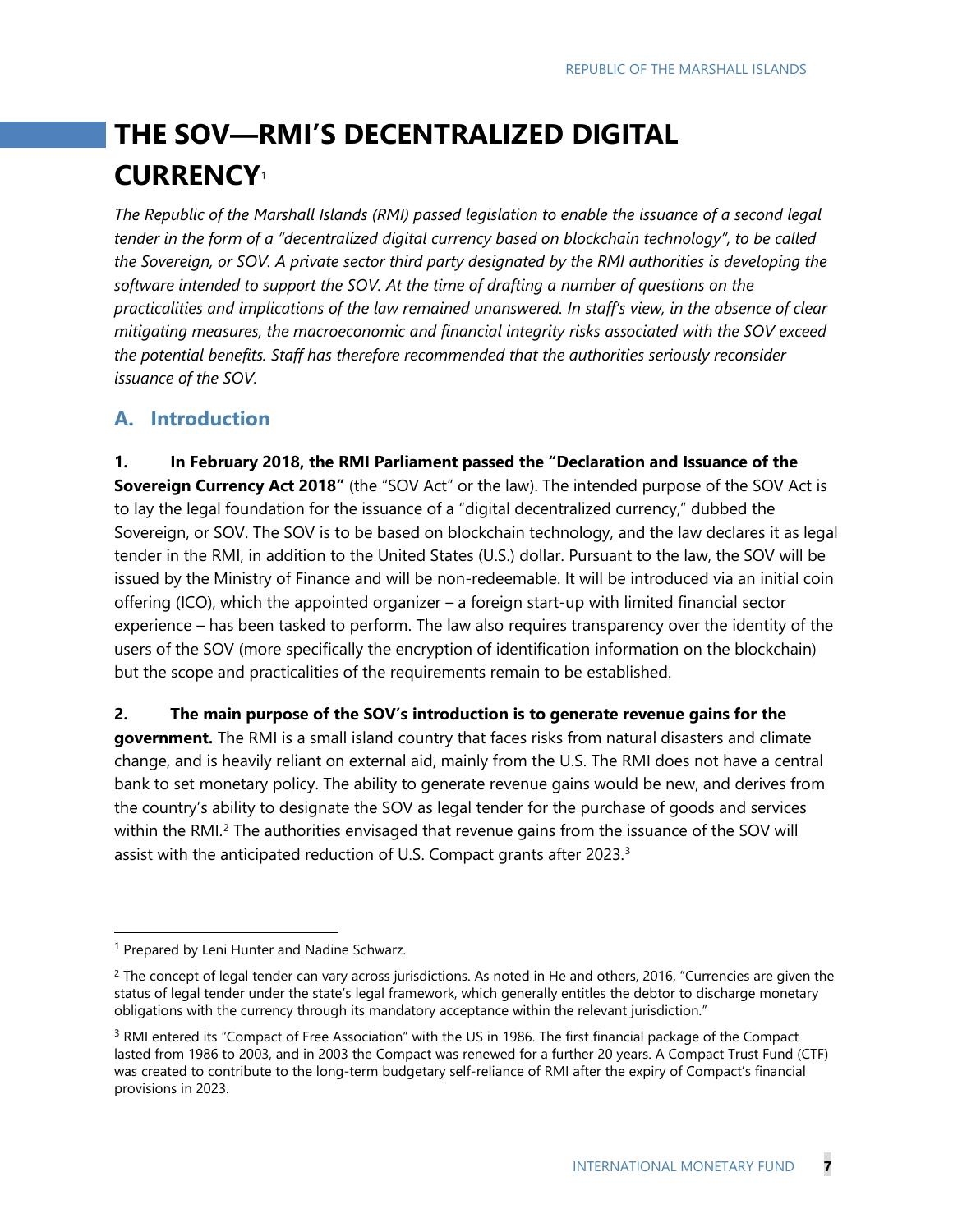# THE SOV—RMI'S DECENTRALIZED DIGITAL CURRENCY[1]

*The Republic of the Marshall Islands (RMI) passed legislation to enable the issuance of a second legal tender in the form of a "decentralized digital currency based on blockchain technology", to be called the Sovereign, or SOV. A private sector third party designated by the RMI authorities is developing the software intended to support the SOV. At the time of drafting a number of questions on the practicalities and implications of the law remained unanswered. In staff's view, in the absence of clear mitigating measures, the macroeconomic and financial integrity risks associated with the SOV exceed the potential benefits. Staff has therefore recommended that the authorities seriously reconsider issuance of the SOV.*

## A. Introduction

**1. In February 2018, the RMI Parliament passed the "Declaration and Issuance of the Sovereign Currency Act 2018"** (the "SOV Act" or the law). The intended purpose of the SOV Act is to lay the legal foundation for the issuance of a "digital decentralized currency," dubbed the Sovereign, or SOV. The SOV is to be based on blockchain technology, and the law declares it as legal tender in the RMI, in addition to the United States (U.S.) dollar. Pursuant to the law, the SOV will be issued by the Ministry of Finance and will be non-redeemable. It will be introduced via an initial coin offering (ICO), which the appointed organizer – a foreign start-up with limited financial sector experience – has been tasked to perform. The law also requires transparency over the identity of the users of the SOV (more specifically the encryption of identification information on the blockchain) but the scope and practicalities of the requirements remain to be established.

**2. The main purpose of the SOV's introduction is to generate revenue gains for the government.** The RMI is a small island country that faces risks from natural disasters and climate change, and is heavily reliant on external aid, mainly from the U.S. The RMI does not have a central bank to set monetary policy. The ability to generate revenue gains would be new, and derives from the country's ability to designate the SOV as legal tender for the purchase of goods and services within the RMI.[2] The authorities envisaged that revenue gains from the issuance of the SOV will assist with the anticipated reduction of U.S. Compact grants after 2023.[3]

---

[1] Prepared by Leni Hunter and Nadine Schwarz.

[2] The concept of legal tender can vary across jurisdictions. As noted in He and others, 2016, "Currencies are given the status of legal tender under the state's legal framework, which generally entitles the debtor to discharge monetary obligations with the currency through its mandatory acceptance within the relevant jurisdiction."

[3] RMI entered its "Compact of Free Association" with the US in 1986. The first financial package of the Compact lasted from 1986 to 2003, and in 2003 the Compact was renewed for a further 20 years. A Compact Trust Fund (CTF) was created to contribute to the long-term budgetary self-reliance of RMI after the expiry of Compact's financial provisions in 2023.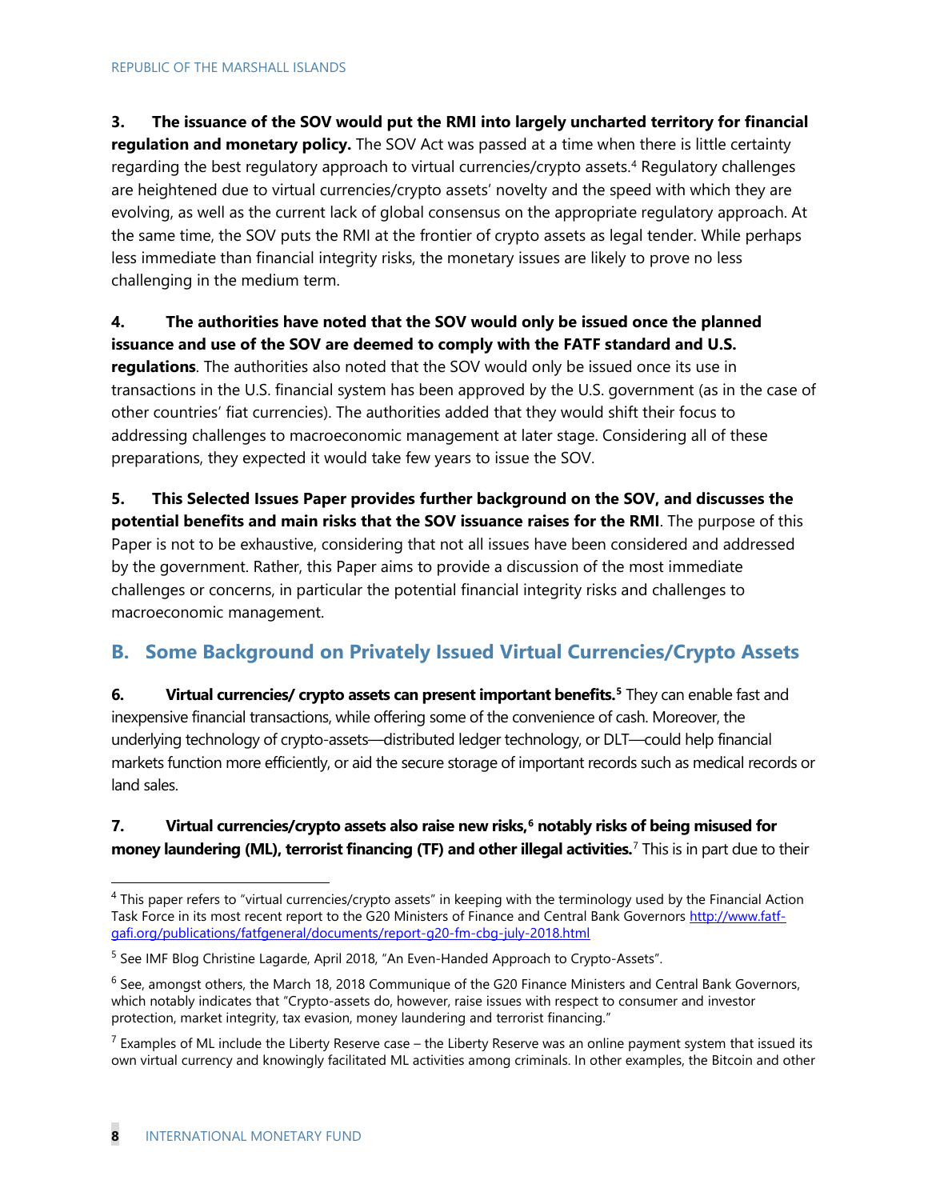**3. The issuance of the SOV would put the RMI into largely uncharted territory for financial regulation and monetary policy.** The SOV Act was passed at a time when there is little certainty regarding the best regulatory approach to virtual currencies/crypto assets.[4] Regulatory challenges are heightened due to virtual currencies/crypto assets' novelty and the speed with which they are evolving, as well as the current lack of global consensus on the appropriate regulatory approach. At the same time, the SOV puts the RMI at the frontier of crypto assets as legal tender. While perhaps less immediate than financial integrity risks, the monetary issues are likely to prove no less challenging in the medium term.

**4. The authorities have noted that the SOV would only be issued once the planned issuance and use of the SOV are deemed to comply with the FATF standard and U.S. regulations**. The authorities also noted that the SOV would only be issued once its use in transactions in the U.S. financial system has been approved by the U.S. government (as in the case of other countries' fiat currencies). The authorities added that they would shift their focus to addressing challenges to macroeconomic management at later stage. Considering all of these preparations, they expected it would take few years to issue the SOV.

**5. This Selected Issues Paper provides further background on the SOV, and discusses the potential benefits and main risks that the SOV issuance raises for the RMI**. The purpose of this Paper is not to be exhaustive, considering that not all issues have been considered and addressed by the government. Rather, this Paper aims to provide a discussion of the most immediate challenges or concerns, in particular the potential financial integrity risks and challenges to macroeconomic management.

## B. Some Background on Privately Issued Virtual Currencies/Crypto Assets

**6. Virtual currencies/ crypto assets can present important benefits.[5]** They can enable fast and inexpensive financial transactions, while offering some of the convenience of cash. Moreover, the underlying technology of crypto-assets—distributed ledger technology, or DLT—could help financial markets function more efficiently, or aid the secure storage of important records such as medical records or land sales.

**7. Virtual currencies/crypto assets also raise new risks,[6] notably risks of being misused for money laundering (ML), terrorist financing (TF) and other illegal activities.**[7] This is in part due to their

---

[4] This paper refers to "virtual currencies/crypto assets" in keeping with the terminology used by the Financial Action Task Force in its most recent report to the G20 Ministers of Finance and Central Bank Governors http://www.fatf-gafi.org/publications/fatfgeneral/documents/report-g20-fm-cbg-july-2018.html

[5] See IMF Blog Christine Lagarde, April 2018, "An Even-Handed Approach to Crypto-Assets".

[6] See, amongst others, the March 18, 2018 Communique of the G20 Finance Ministers and Central Bank Governors, which notably indicates that "Crypto-assets do, however, raise issues with respect to consumer and investor protection, market integrity, tax evasion, money laundering and terrorist financing."

[7] Examples of ML include the Liberty Reserve case – the Liberty Reserve was an online payment system that issued its own virtual currency and knowingly facilitated ML activities among criminals. In other examples, the Bitcoin and other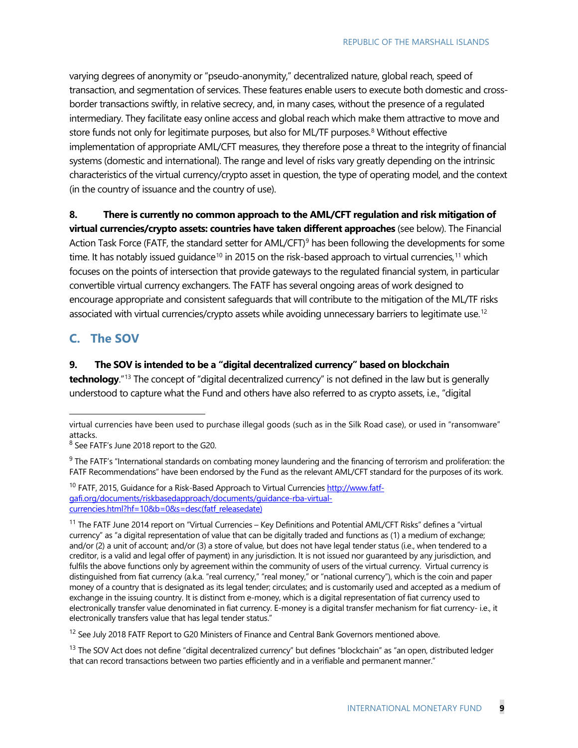varying degrees of anonymity or "pseudo-anonymity," decentralized nature, global reach, speed of transaction, and segmentation of services. These features enable users to execute both domestic and cross-border transactions swiftly, in relative secrecy, and, in many cases, without the presence of a regulated intermediary. They facilitate easy online access and global reach which make them attractive to move and store funds not only for legitimate purposes, but also for ML/TF purposes.[8] Without effective implementation of appropriate AML/CFT measures, they therefore pose a threat to the integrity of financial systems (domestic and international). The range and level of risks vary greatly depending on the intrinsic characteristics of the virtual currency/crypto asset in question, the type of operating model, and the context (in the country of issuance and the country of use).

**8. There is currently no common approach to the AML/CFT regulation and risk mitigation of virtual currencies/crypto assets: countries have taken different approaches** (see below). The Financial Action Task Force (FATF, the standard setter for AML/CFT)[9] has been following the developments for some time. It has notably issued guidance[10] in 2015 on the risk-based approach to virtual currencies,[11] which focuses on the points of intersection that provide gateways to the regulated financial system, in particular convertible virtual currency exchangers. The FATF has several ongoing areas of work designed to encourage appropriate and consistent safeguards that will contribute to the mitigation of the ML/TF risks associated with virtual currencies/crypto assets while avoiding unnecessary barriers to legitimate use.[12]

## C. The SOV

**9. The SOV is intended to be a "digital decentralized currency" based on blockchain technology**."[13] The concept of "digital decentralized currency" is not defined in the law but is generally understood to capture what the Fund and others have also referred to as crypto assets, i.e., "digital

---

virtual currencies have been used to purchase illegal goods (such as in the Silk Road case), or used in "ransomware" attacks.

[8] See FATF's June 2018 report to the G20.

[9] The FATF's "International standards on combating money laundering and the financing of terrorism and proliferation: the FATF Recommendations" have been endorsed by the Fund as the relevant AML/CFT standard for the purposes of its work.

[10] FATF, 2015, Guidance for a Risk-Based Approach to Virtual Currencies http://www.fatf-gafi.org/documents/riskbasedapproach/documents/guidance-rba-virtual-currencies.html?hf=10&b=0&s=desc(fatf_releasedate)

[11] The FATF June 2014 report on "Virtual Currencies – Key Definitions and Potential AML/CFT Risks" defines a "virtual currency" as "a digital representation of value that can be digitally traded and functions as (1) a medium of exchange; and/or (2) a unit of account; and/or (3) a store of value, but does not have legal tender status (i.e., when tendered to a creditor, is a valid and legal offer of payment) in any jurisdiction. It is not issued nor guaranteed by any jurisdiction, and fulfils the above functions only by agreement within the community of users of the virtual currency. Virtual currency is distinguished from fiat currency (a.k.a. "real currency," "real money," or "national currency"), which is the coin and paper money of a country that is designated as its legal tender; circulates; and is customarily used and accepted as a medium of exchange in the issuing country. It is distinct from e-money, which is a digital representation of fiat currency used to electronically transfer value denominated in fiat currency. E-money is a digital transfer mechanism for fiat currency- i.e., it electronically transfers value that has legal tender status."

[12] See July 2018 FATF Report to G20 Ministers of Finance and Central Bank Governors mentioned above.

[13] The SOV Act does not define "digital decentralized currency" but defines "blockchain" as "an open, distributed ledger that can record transactions between two parties efficiently and in a verifiable and permanent manner."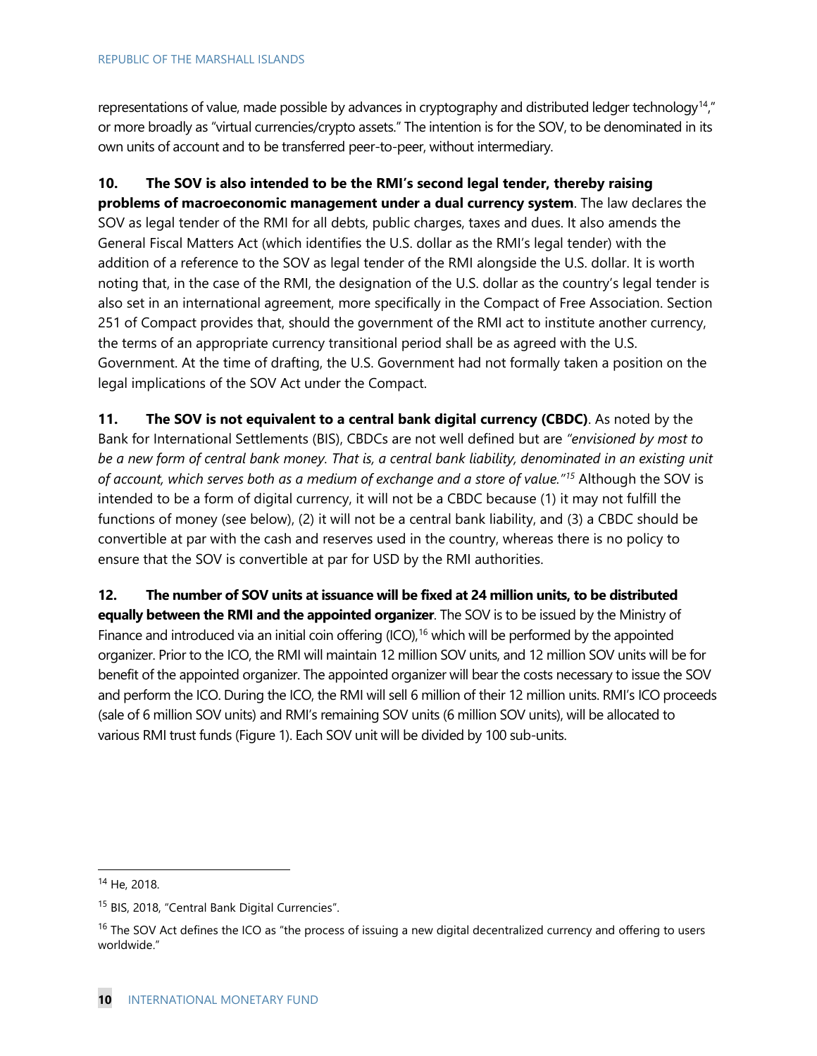representations of value, made possible by advances in cryptography and distributed ledger technology[14]," or more broadly as "virtual currencies/crypto assets." The intention is for the SOV, to be denominated in its own units of account and to be transferred peer-to-peer, without intermediary.

**10. The SOV is also intended to be the RMI's second legal tender, thereby raising problems of macroeconomic management under a dual currency system**. The law declares the SOV as legal tender of the RMI for all debts, public charges, taxes and dues. It also amends the General Fiscal Matters Act (which identifies the U.S. dollar as the RMI's legal tender) with the addition of a reference to the SOV as legal tender of the RMI alongside the U.S. dollar. It is worth noting that, in the case of the RMI, the designation of the U.S. dollar as the country's legal tender is also set in an international agreement, more specifically in the Compact of Free Association. Section 251 of Compact provides that, should the government of the RMI act to institute another currency, the terms of an appropriate currency transitional period shall be as agreed with the U.S. Government. At the time of drafting, the U.S. Government had not formally taken a position on the legal implications of the SOV Act under the Compact.

**11. The SOV is not equivalent to a central bank digital currency (CBDC)**. As noted by the Bank for International Settlements (BIS), CBDCs are not well defined but are *"envisioned by most to be a new form of central bank money. That is, a central bank liability, denominated in an existing unit of account, which serves both as a medium of exchange and a store of value."*[15] Although the SOV is intended to be a form of digital currency, it will not be a CBDC because (1) it may not fulfill the functions of money (see below), (2) it will not be a central bank liability, and (3) a CBDC should be convertible at par with the cash and reserves used in the country, whereas there is no policy to ensure that the SOV is convertible at par for USD by the RMI authorities.

**12. The number of SOV units at issuance will be fixed at 24 million units, to be distributed equally between the RMI and the appointed organizer**. The SOV is to be issued by the Ministry of Finance and introduced via an initial coin offering (ICO),[16] which will be performed by the appointed organizer. Prior to the ICO, the RMI will maintain 12 million SOV units, and 12 million SOV units will be for benefit of the appointed organizer. The appointed organizer will bear the costs necessary to issue the SOV and perform the ICO. During the ICO, the RMI will sell 6 million of their 12 million units. RMI's ICO proceeds (sale of 6 million SOV units) and RMI's remaining SOV units (6 million SOV units), will be allocated to various RMI trust funds (Figure 1). Each SOV unit will be divided by 100 sub-units.

---

[14] He, 2018.

[15] BIS, 2018, "Central Bank Digital Currencies".

[16] The SOV Act defines the ICO as "the process of issuing a new digital decentralized currency and offering to users worldwide."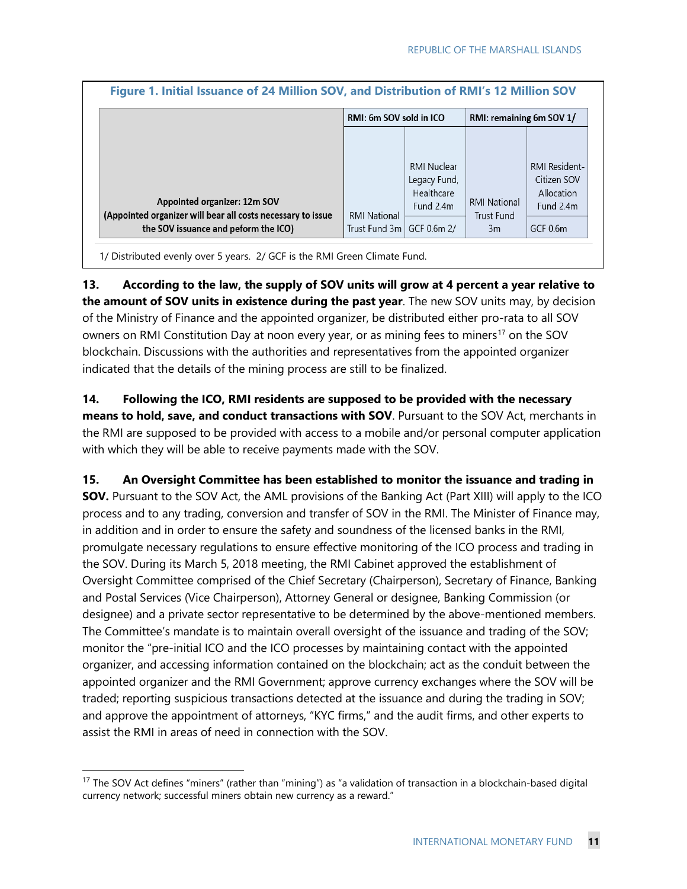**Figure 1. Initial Issuance of 24 Million SOV, and Distribution of RMI's 12 Million SOV**

| | RMI: 6m SOV sold in ICO | | RMI: remaining 6m SOV 1/ | |
|---|---|---|---|---|
| Appointed organizer: 12m SOV (Appointed organizer will bear all costs necessary to issue the SOV issuance and peform the ICO) | RMI National Trust Fund 3m | RMI Nuclear Legacy Fund, Healthcare Fund 2.4m | RMI National Trust Fund 3m | RMI Resident-Citizen SOV Allocation Fund 2.4m |
| | | GCF 0.6m 2/ | | GCF 0.6m |

1/ Distributed evenly over 5 years. 2/ GCF is the RMI Green Climate Fund.

**13. According to the law, the supply of SOV units will grow at 4 percent a year relative to the amount of SOV units in existence during the past year**. The new SOV units may, by decision of the Ministry of Finance and the appointed organizer, be distributed either pro-rata to all SOV owners on RMI Constitution Day at noon every year, or as mining fees to miners[17] on the SOV blockchain. Discussions with the authorities and representatives from the appointed organizer indicated that the details of the mining process are still to be finalized.

**14. Following the ICO, RMI residents are supposed to be provided with the necessary means to hold, save, and conduct transactions with SOV**. Pursuant to the SOV Act, merchants in the RMI are supposed to be provided with access to a mobile and/or personal computer application with which they will be able to receive payments made with the SOV.

**15. An Oversight Committee has been established to monitor the issuance and trading in SOV.** Pursuant to the SOV Act, the AML provisions of the Banking Act (Part XIII) will apply to the ICO process and to any trading, conversion and transfer of SOV in the RMI. The Minister of Finance may, in addition and in order to ensure the safety and soundness of the licensed banks in the RMI, promulgate necessary regulations to ensure effective monitoring of the ICO process and trading in the SOV. During its March 5, 2018 meeting, the RMI Cabinet approved the establishment of Oversight Committee comprised of the Chief Secretary (Chairperson), Secretary of Finance, Banking and Postal Services (Vice Chairperson), Attorney General or designee, Banking Commission (or designee) and a private sector representative to be determined by the above-mentioned members. The Committee's mandate is to maintain overall oversight of the issuance and trading of the SOV; monitor the "pre-initial ICO and the ICO processes by maintaining contact with the appointed organizer, and accessing information contained on the blockchain; act as the conduit between the appointed organizer and the RMI Government; approve currency exchanges where the SOV will be traded; reporting suspicious transactions detected at the issuance and during the trading in SOV; and approve the appointment of attorneys, "KYC firms," and the audit firms, and other experts to assist the RMI in areas of need in connection with the SOV.

[17] The SOV Act defines "miners" (rather than "mining") as "a validation of transaction in a blockchain-based digital currency network; successful miners obtain new currency as a reward."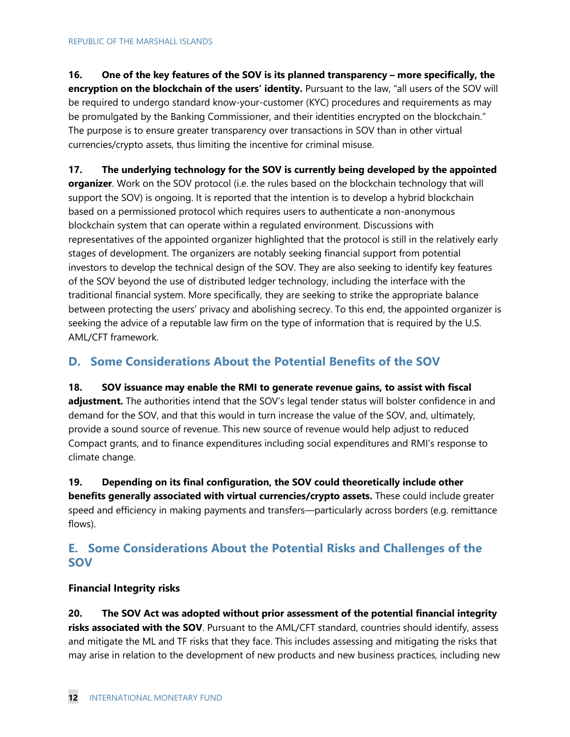**16. One of the key features of the SOV is its planned transparency – more specifically, the encryption on the blockchain of the users' identity.** Pursuant to the law, "all users of the SOV will be required to undergo standard know-your-customer (KYC) procedures and requirements as may be promulgated by the Banking Commissioner, and their identities encrypted on the blockchain." The purpose is to ensure greater transparency over transactions in SOV than in other virtual currencies/crypto assets, thus limiting the incentive for criminal misuse.

**17. The underlying technology for the SOV is currently being developed by the appointed organizer**. Work on the SOV protocol (i.e. the rules based on the blockchain technology that will support the SOV) is ongoing. It is reported that the intention is to develop a hybrid blockchain based on a permissioned protocol which requires users to authenticate a non-anonymous blockchain system that can operate within a regulated environment. Discussions with representatives of the appointed organizer highlighted that the protocol is still in the relatively early stages of development. The organizers are notably seeking financial support from potential investors to develop the technical design of the SOV. They are also seeking to identify key features of the SOV beyond the use of distributed ledger technology, including the interface with the traditional financial system. More specifically, they are seeking to strike the appropriate balance between protecting the users' privacy and abolishing secrecy. To this end, the appointed organizer is seeking the advice of a reputable law firm on the type of information that is required by the U.S. AML/CFT framework.

## D. Some Considerations About the Potential Benefits of the SOV

**18. SOV issuance may enable the RMI to generate revenue gains, to assist with fiscal adjustment.** The authorities intend that the SOV's legal tender status will bolster confidence in and demand for the SOV, and that this would in turn increase the value of the SOV, and, ultimately, provide a sound source of revenue. This new source of revenue would help adjust to reduced Compact grants, and to finance expenditures including social expenditures and RMI's response to climate change.

**19. Depending on its final configuration, the SOV could theoretically include other benefits generally associated with virtual currencies/crypto assets.** These could include greater speed and efficiency in making payments and transfers—particularly across borders (e.g. remittance flows).

## E. Some Considerations About the Potential Risks and Challenges of the SOV

### Financial Integrity risks

**20. The SOV Act was adopted without prior assessment of the potential financial integrity risks associated with the SOV**. Pursuant to the AML/CFT standard, countries should identify, assess and mitigate the ML and TF risks that they face. This includes assessing and mitigating the risks that may arise in relation to the development of new products and new business practices, including new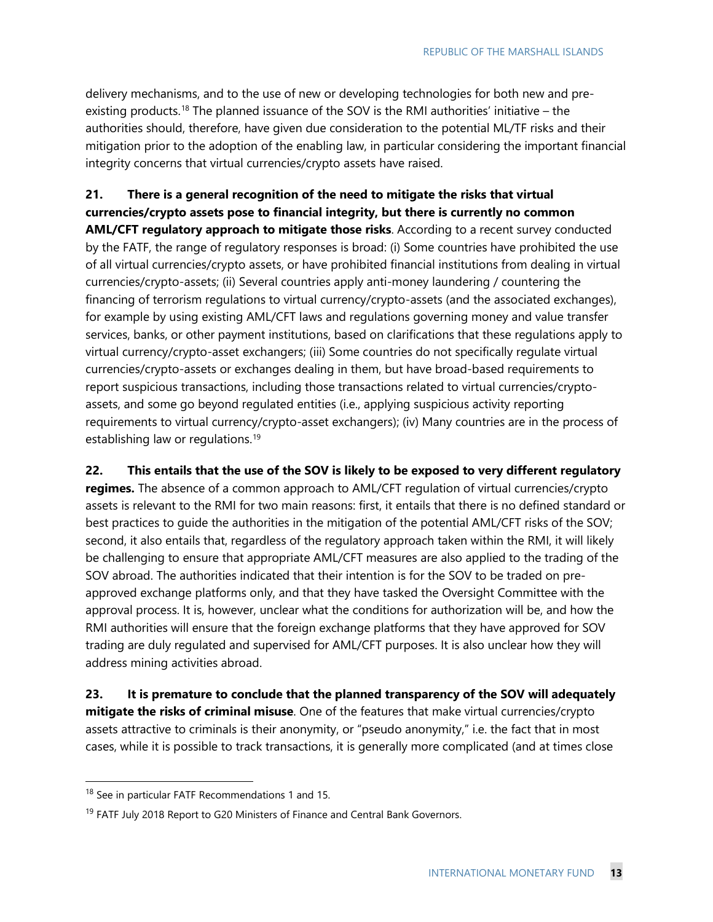delivery mechanisms, and to the use of new or developing technologies for both new and pre-existing products.[18] The planned issuance of the SOV is the RMI authorities' initiative – the authorities should, therefore, have given due consideration to the potential ML/TF risks and their mitigation prior to the adoption of the enabling law, in particular considering the important financial integrity concerns that virtual currencies/crypto assets have raised.

**21. There is a general recognition of the need to mitigate the risks that virtual currencies/crypto assets pose to financial integrity, but there is currently no common AML/CFT regulatory approach to mitigate those risks**. According to a recent survey conducted by the FATF, the range of regulatory responses is broad: (i) Some countries have prohibited the use of all virtual currencies/crypto assets, or have prohibited financial institutions from dealing in virtual currencies/crypto-assets; (ii) Several countries apply anti-money laundering / countering the financing of terrorism regulations to virtual currency/crypto-assets (and the associated exchanges), for example by using existing AML/CFT laws and regulations governing money and value transfer services, banks, or other payment institutions, based on clarifications that these regulations apply to virtual currency/crypto-asset exchangers; (iii) Some countries do not specifically regulate virtual currencies/crypto-assets or exchanges dealing in them, but have broad-based requirements to report suspicious transactions, including those transactions related to virtual currencies/crypto-assets, and some go beyond regulated entities (i.e., applying suspicious activity reporting requirements to virtual currency/crypto-asset exchangers); (iv) Many countries are in the process of establishing law or regulations.[19]

**22. This entails that the use of the SOV is likely to be exposed to very different regulatory regimes.** The absence of a common approach to AML/CFT regulation of virtual currencies/crypto assets is relevant to the RMI for two main reasons: first, it entails that there is no defined standard or best practices to guide the authorities in the mitigation of the potential AML/CFT risks of the SOV; second, it also entails that, regardless of the regulatory approach taken within the RMI, it will likely be challenging to ensure that appropriate AML/CFT measures are also applied to the trading of the SOV abroad. The authorities indicated that their intention is for the SOV to be traded on pre-approved exchange platforms only, and that they have tasked the Oversight Committee with the approval process. It is, however, unclear what the conditions for authorization will be, and how the RMI authorities will ensure that the foreign exchange platforms that they have approved for SOV trading are duly regulated and supervised for AML/CFT purposes. It is also unclear how they will address mining activities abroad.

**23. It is premature to conclude that the planned transparency of the SOV will adequately mitigate the risks of criminal misuse**. One of the features that make virtual currencies/crypto assets attractive to criminals is their anonymity, or "pseudo anonymity," i.e. the fact that in most cases, while it is possible to track transactions, it is generally more complicated (and at times close

---

[18] See in particular FATF Recommendations 1 and 15.

[19] FATF July 2018 Report to G20 Ministers of Finance and Central Bank Governors.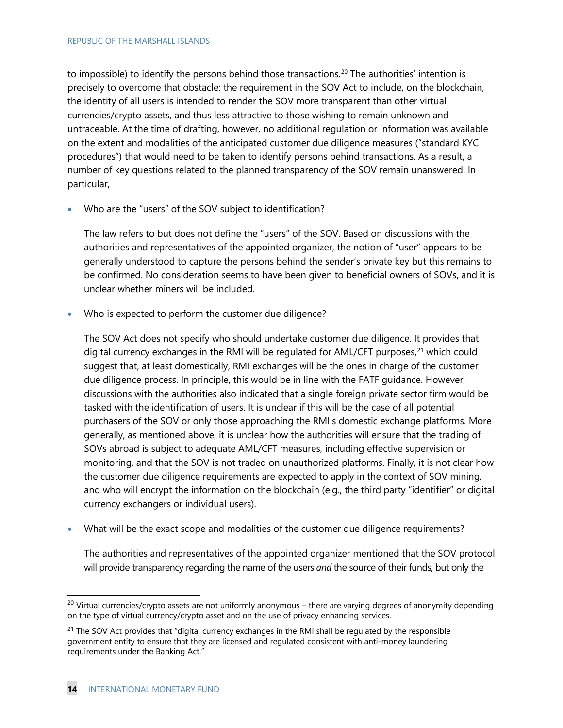to impossible) to identify the persons behind those transactions.[20] The authorities' intention is precisely to overcome that obstacle: the requirement in the SOV Act to include, on the blockchain, the identity of all users is intended to render the SOV more transparent than other virtual currencies/crypto assets, and thus less attractive to those wishing to remain unknown and untraceable. At the time of drafting, however, no additional regulation or information was available on the extent and modalities of the anticipated customer due diligence measures ("standard KYC procedures") that would need to be taken to identify persons behind transactions. As a result, a number of key questions related to the planned transparency of the SOV remain unanswered. In particular,

- Who are the "users" of the SOV subject to identification?

  The law refers to but does not define the "users" of the SOV. Based on discussions with the authorities and representatives of the appointed organizer, the notion of "user" appears to be generally understood to capture the persons behind the sender's private key but this remains to be confirmed. No consideration seems to have been given to beneficial owners of SOVs, and it is unclear whether miners will be included.

- Who is expected to perform the customer due diligence?

  The SOV Act does not specify who should undertake customer due diligence. It provides that digital currency exchanges in the RMI will be regulated for AML/CFT purposes,[21] which could suggest that, at least domestically, RMI exchanges will be the ones in charge of the customer due diligence process. In principle, this would be in line with the FATF guidance. However, discussions with the authorities also indicated that a single foreign private sector firm would be tasked with the identification of users. It is unclear if this will be the case of all potential purchasers of the SOV or only those approaching the RMI's domestic exchange platforms. More generally, as mentioned above, it is unclear how the authorities will ensure that the trading of SOVs abroad is subject to adequate AML/CFT measures, including effective supervision or monitoring, and that the SOV is not traded on unauthorized platforms. Finally, it is not clear how the customer due diligence requirements are expected to apply in the context of SOV mining, and who will encrypt the information on the blockchain (e.g., the third party "identifier" or digital currency exchangers or individual users).

- What will be the exact scope and modalities of the customer due diligence requirements?

  The authorities and representatives of the appointed organizer mentioned that the SOV protocol will provide transparency regarding the name of the users *and* the source of their funds, but only the

---

[20] Virtual currencies/crypto assets are not uniformly anonymous – there are varying degrees of anonymity depending on the type of virtual currency/crypto asset and on the use of privacy enhancing services.

[21] The SOV Act provides that "digital currency exchanges in the RMI shall be regulated by the responsible government entity to ensure that they are licensed and regulated consistent with anti-money laundering requirements under the Banking Act."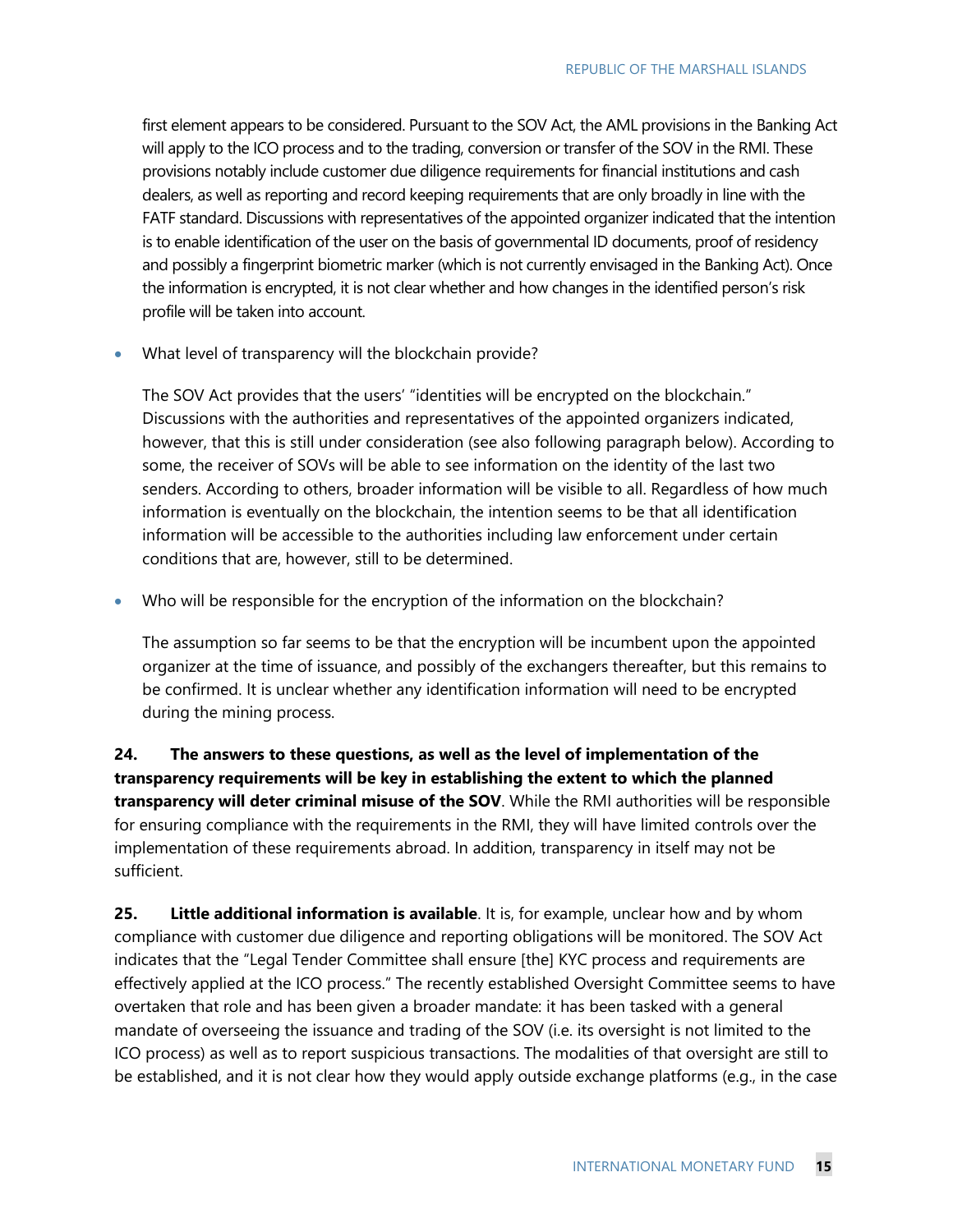first element appears to be considered. Pursuant to the SOV Act, the AML provisions in the Banking Act will apply to the ICO process and to the trading, conversion or transfer of the SOV in the RMI. These provisions notably include customer due diligence requirements for financial institutions and cash dealers, as well as reporting and record keeping requirements that are only broadly in line with the FATF standard. Discussions with representatives of the appointed organizer indicated that the intention is to enable identification of the user on the basis of governmental ID documents, proof of residency and possibly a fingerprint biometric marker (which is not currently envisaged in the Banking Act). Once the information is encrypted, it is not clear whether and how changes in the identified person's risk profile will be taken into account.

- What level of transparency will the blockchain provide?

  The SOV Act provides that the users' "identities will be encrypted on the blockchain." Discussions with the authorities and representatives of the appointed organizers indicated, however, that this is still under consideration (see also following paragraph below). According to some, the receiver of SOVs will be able to see information on the identity of the last two senders. According to others, broader information will be visible to all. Regardless of how much information is eventually on the blockchain, the intention seems to be that all identification information will be accessible to the authorities including law enforcement under certain conditions that are, however, still to be determined.

- Who will be responsible for the encryption of the information on the blockchain?

  The assumption so far seems to be that the encryption will be incumbent upon the appointed organizer at the time of issuance, and possibly of the exchangers thereafter, but this remains to be confirmed. It is unclear whether any identification information will need to be encrypted during the mining process.

**24. The answers to these questions, as well as the level of implementation of the transparency requirements will be key in establishing the extent to which the planned transparency will deter criminal misuse of the SOV**. While the RMI authorities will be responsible for ensuring compliance with the requirements in the RMI, they will have limited controls over the implementation of these requirements abroad. In addition, transparency in itself may not be sufficient.

**25. Little additional information is available**. It is, for example, unclear how and by whom compliance with customer due diligence and reporting obligations will be monitored. The SOV Act indicates that the "Legal Tender Committee shall ensure [the] KYC process and requirements are effectively applied at the ICO process." The recently established Oversight Committee seems to have overtaken that role and has been given a broader mandate: it has been tasked with a general mandate of overseeing the issuance and trading of the SOV (i.e. its oversight is not limited to the ICO process) as well as to report suspicious transactions. The modalities of that oversight are still to be established, and it is not clear how they would apply outside exchange platforms (e.g., in the case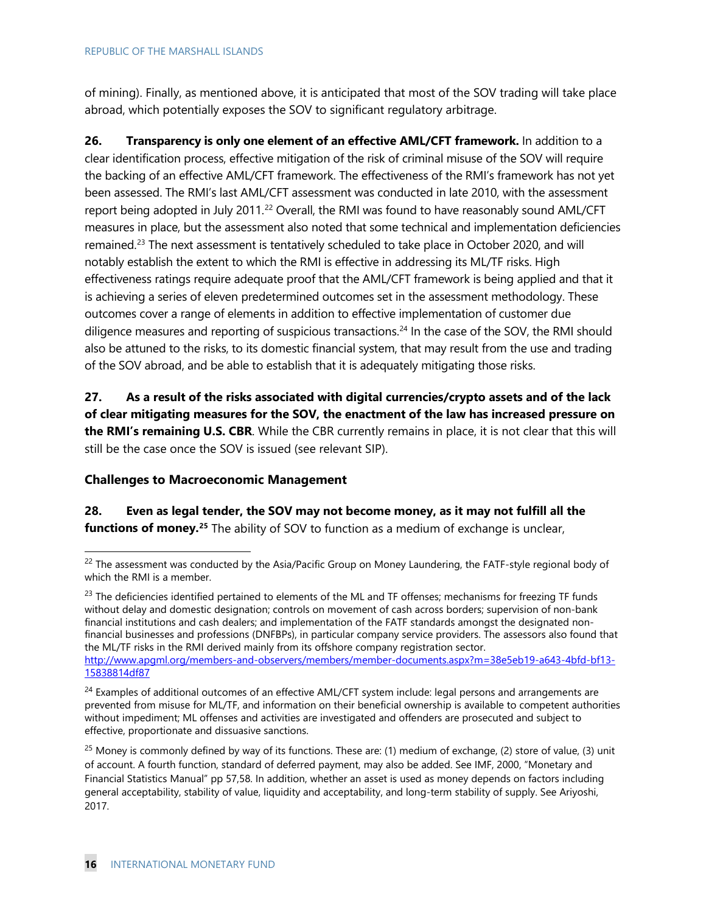of mining). Finally, as mentioned above, it is anticipated that most of the SOV trading will take place abroad, which potentially exposes the SOV to significant regulatory arbitrage.

**26. Transparency is only one element of an effective AML/CFT framework.** In addition to a clear identification process, effective mitigation of the risk of criminal misuse of the SOV will require the backing of an effective AML/CFT framework. The effectiveness of the RMI's framework has not yet been assessed. The RMI's last AML/CFT assessment was conducted in late 2010, with the assessment report being adopted in July 2011.[22] Overall, the RMI was found to have reasonably sound AML/CFT measures in place, but the assessment also noted that some technical and implementation deficiencies remained.[23] The next assessment is tentatively scheduled to take place in October 2020, and will notably establish the extent to which the RMI is effective in addressing its ML/TF risks. High effectiveness ratings require adequate proof that the AML/CFT framework is being applied and that it is achieving a series of eleven predetermined outcomes set in the assessment methodology. These outcomes cover a range of elements in addition to effective implementation of customer due diligence measures and reporting of suspicious transactions.[24] In the case of the SOV, the RMI should also be attuned to the risks, to its domestic financial system, that may result from the use and trading of the SOV abroad, and be able to establish that it is adequately mitigating those risks.

**27. As a result of the risks associated with digital currencies/crypto assets and of the lack of clear mitigating measures for the SOV, the enactment of the law has increased pressure on the RMI's remaining U.S. CBR**. While the CBR currently remains in place, it is not clear that this will still be the case once the SOV is issued (see relevant SIP).

### Challenges to Macroeconomic Management

**28. Even as legal tender, the SOV may not become money, as it may not fulfill all the functions of money.[25]** The ability of SOV to function as a medium of exchange is unclear,

---

[22] The assessment was conducted by the Asia/Pacific Group on Money Laundering, the FATF-style regional body of which the RMI is a member.

[23] The deficiencies identified pertained to elements of the ML and TF offenses; mechanisms for freezing TF funds without delay and domestic designation; controls on movement of cash across borders; supervision of non-bank financial institutions and cash dealers; and implementation of the FATF standards amongst the designated non-financial businesses and professions (DNFBPs), in particular company service providers. The assessors also found that the ML/TF risks in the RMI derived mainly from its offshore company registration sector. http://www.apgml.org/members-and-observers/members/member-documents.aspx?m=38e5eb19-a643-4bfd-bf13-15838814df87

[24] Examples of additional outcomes of an effective AML/CFT system include: legal persons and arrangements are prevented from misuse for ML/TF, and information on their beneficial ownership is available to competent authorities without impediment; ML offenses and activities are investigated and offenders are prosecuted and subject to effective, proportionate and dissuasive sanctions.

[25] Money is commonly defined by way of its functions. These are: (1) medium of exchange, (2) store of value, (3) unit of account. A fourth function, standard of deferred payment, may also be added. See IMF, 2000, "Monetary and Financial Statistics Manual" pp 57,58. In addition, whether an asset is used as money depends on factors including general acceptability, stability of value, liquidity and acceptability, and long-term stability of supply. See Ariyoshi, 2017.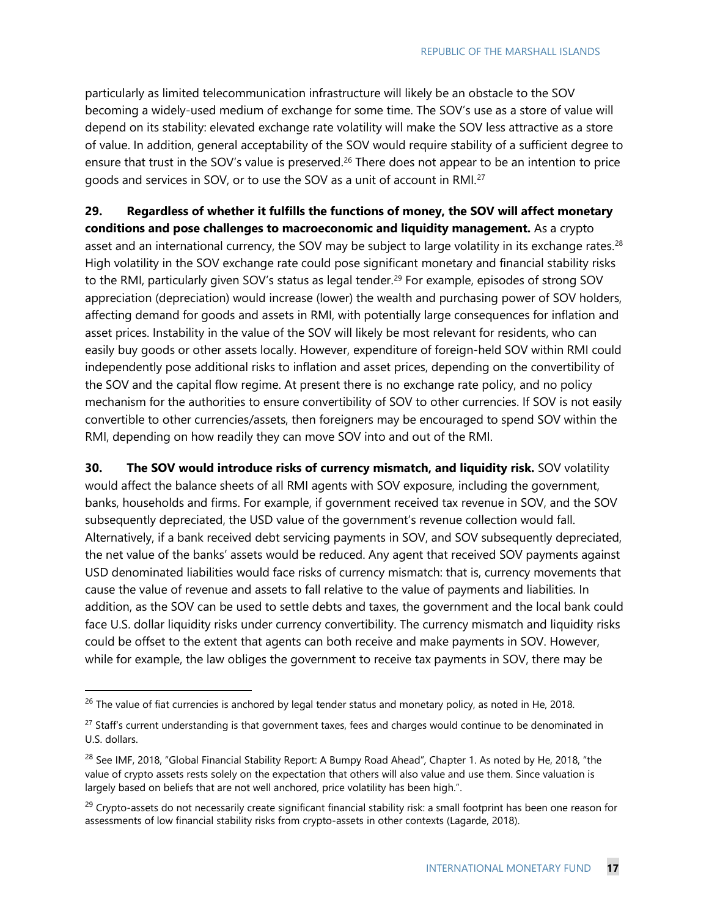particularly as limited telecommunication infrastructure will likely be an obstacle to the SOV becoming a widely-used medium of exchange for some time. The SOV's use as a store of value will depend on its stability: elevated exchange rate volatility will make the SOV less attractive as a store of value. In addition, general acceptability of the SOV would require stability of a sufficient degree to ensure that trust in the SOV's value is preserved.[26] There does not appear to be an intention to price goods and services in SOV, or to use the SOV as a unit of account in RMI.[27]

**29. Regardless of whether it fulfills the functions of money, the SOV will affect monetary conditions and pose challenges to macroeconomic and liquidity management.** As a crypto asset and an international currency, the SOV may be subject to large volatility in its exchange rates.[28] High volatility in the SOV exchange rate could pose significant monetary and financial stability risks to the RMI, particularly given SOV's status as legal tender.[29] For example, episodes of strong SOV appreciation (depreciation) would increase (lower) the wealth and purchasing power of SOV holders, affecting demand for goods and assets in RMI, with potentially large consequences for inflation and asset prices. Instability in the value of the SOV will likely be most relevant for residents, who can easily buy goods or other assets locally. However, expenditure of foreign-held SOV within RMI could independently pose additional risks to inflation and asset prices, depending on the convertibility of the SOV and the capital flow regime. At present there is no exchange rate policy, and no policy mechanism for the authorities to ensure convertibility of SOV to other currencies. If SOV is not easily convertible to other currencies/assets, then foreigners may be encouraged to spend SOV within the RMI, depending on how readily they can move SOV into and out of the RMI.

**30. The SOV would introduce risks of currency mismatch, and liquidity risk.** SOV volatility would affect the balance sheets of all RMI agents with SOV exposure, including the government, banks, households and firms. For example, if government received tax revenue in SOV, and the SOV subsequently depreciated, the USD value of the government's revenue collection would fall. Alternatively, if a bank received debt servicing payments in SOV, and SOV subsequently depreciated, the net value of the banks' assets would be reduced. Any agent that received SOV payments against USD denominated liabilities would face risks of currency mismatch: that is, currency movements that cause the value of revenue and assets to fall relative to the value of payments and liabilities. In addition, as the SOV can be used to settle debts and taxes, the government and the local bank could face U.S. dollar liquidity risks under currency convertibility. The currency mismatch and liquidity risks could be offset to the extent that agents can both receive and make payments in SOV. However, while for example, the law obliges the government to receive tax payments in SOV, there may be

---

[26] The value of fiat currencies is anchored by legal tender status and monetary policy, as noted in He, 2018.

[27] Staff's current understanding is that government taxes, fees and charges would continue to be denominated in U.S. dollars.

[28] See IMF, 2018, "Global Financial Stability Report: A Bumpy Road Ahead", Chapter 1. As noted by He, 2018, "the value of crypto assets rests solely on the expectation that others will also value and use them. Since valuation is largely based on beliefs that are not well anchored, price volatility has been high.".

[29] Crypto-assets do not necessarily create significant financial stability risk: a small footprint has been one reason for assessments of low financial stability risks from crypto-assets in other contexts (Lagarde, 2018).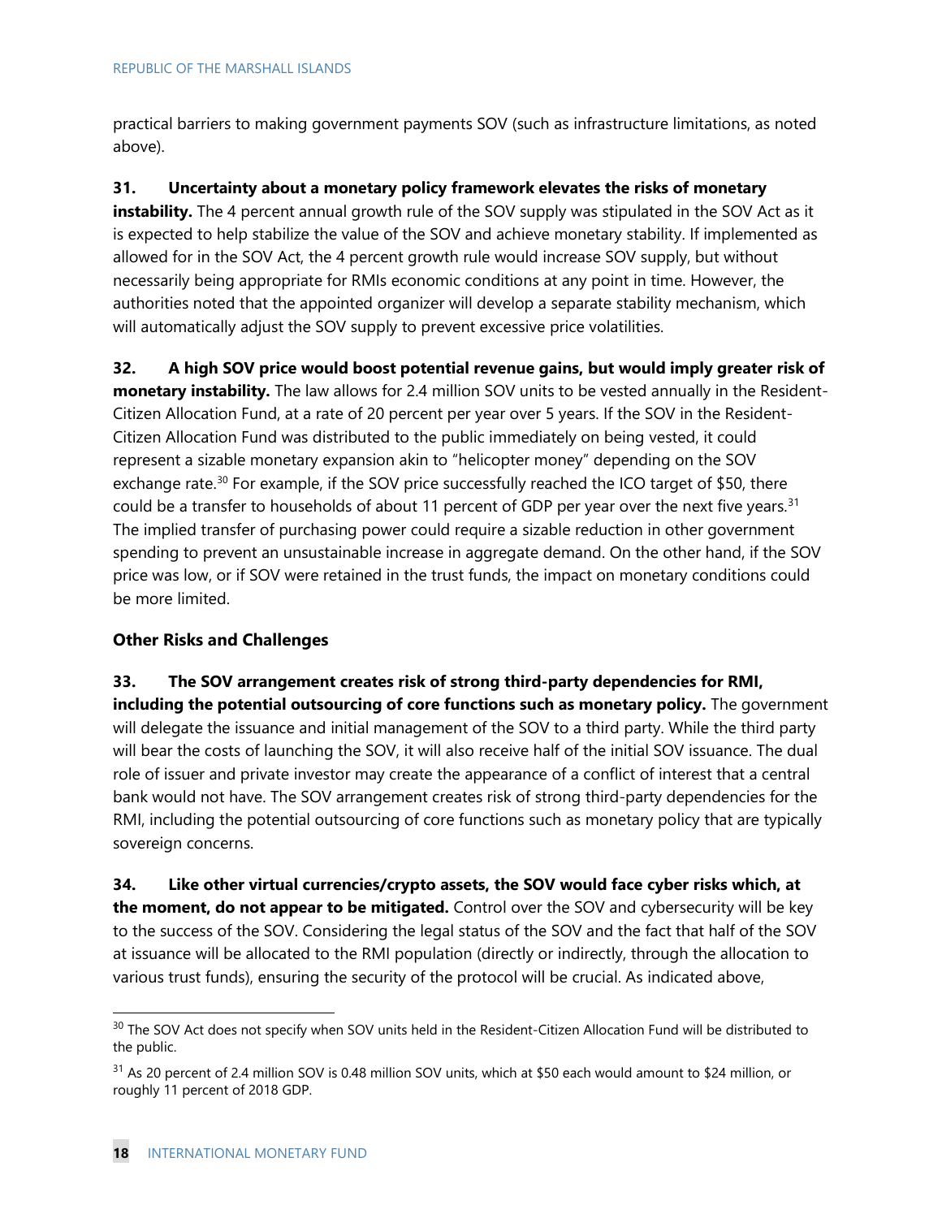practical barriers to making government payments SOV (such as infrastructure limitations, as noted above).

**31. Uncertainty about a monetary policy framework elevates the risks of monetary instability.** The 4 percent annual growth rule of the SOV supply was stipulated in the SOV Act as it is expected to help stabilize the value of the SOV and achieve monetary stability. If implemented as allowed for in the SOV Act, the 4 percent growth rule would increase SOV supply, but without necessarily being appropriate for RMIs economic conditions at any point in time. However, the authorities noted that the appointed organizer will develop a separate stability mechanism, which will automatically adjust the SOV supply to prevent excessive price volatilities.

**32. A high SOV price would boost potential revenue gains, but would imply greater risk of monetary instability.** The law allows for 2.4 million SOV units to be vested annually in the Resident-Citizen Allocation Fund, at a rate of 20 percent per year over 5 years. If the SOV in the Resident-Citizen Allocation Fund was distributed to the public immediately on being vested, it could represent a sizable monetary expansion akin to "helicopter money" depending on the SOV exchange rate.[30] For example, if the SOV price successfully reached the ICO target of $50, there could be a transfer to households of about 11 percent of GDP per year over the next five years.[31] The implied transfer of purchasing power could require a sizable reduction in other government spending to prevent an unsustainable increase in aggregate demand. On the other hand, if the SOV price was low, or if SOV were retained in the trust funds, the impact on monetary conditions could be more limited.

### Other Risks and Challenges

**33. The SOV arrangement creates risk of strong third-party dependencies for RMI, including the potential outsourcing of core functions such as monetary policy.** The government will delegate the issuance and initial management of the SOV to a third party. While the third party will bear the costs of launching the SOV, it will also receive half of the initial SOV issuance. The dual role of issuer and private investor may create the appearance of a conflict of interest that a central bank would not have. The SOV arrangement creates risk of strong third-party dependencies for the RMI, including the potential outsourcing of core functions such as monetary policy that are typically sovereign concerns.

**34. Like other virtual currencies/crypto assets, the SOV would face cyber risks which, at the moment, do not appear to be mitigated.** Control over the SOV and cybersecurity will be key to the success of the SOV. Considering the legal status of the SOV and the fact that half of the SOV at issuance will be allocated to the RMI population (directly or indirectly, through the allocation to various trust funds), ensuring the security of the protocol will be crucial. As indicated above,

---

[30] The SOV Act does not specify when SOV units held in the Resident-Citizen Allocation Fund will be distributed to the public.

[31] As 20 percent of 2.4 million SOV is 0.48 million SOV units, which at $50 each would amount to $24 million, or roughly 11 percent of 2018 GDP.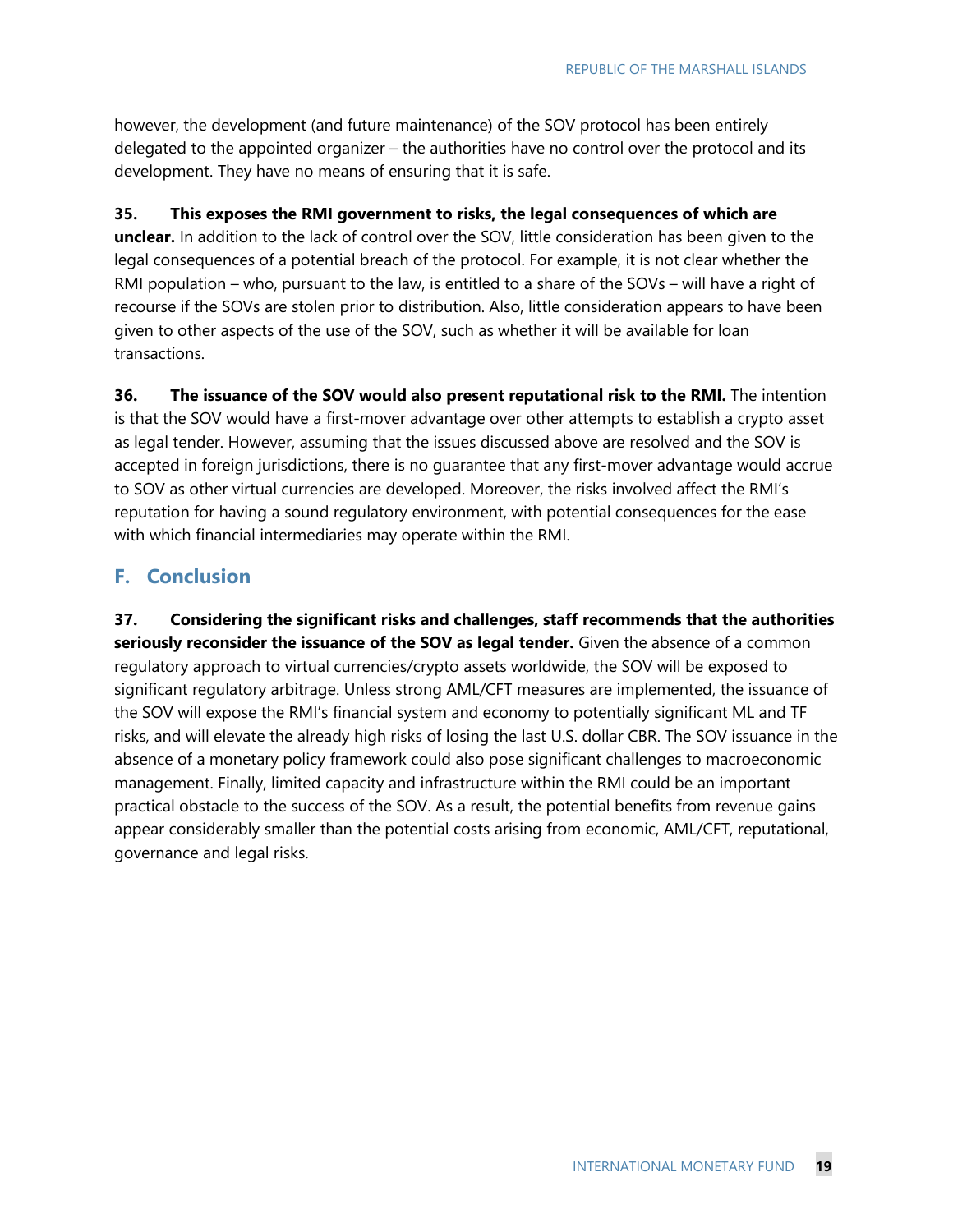however, the development (and future maintenance) of the SOV protocol has been entirely delegated to the appointed organizer – the authorities have no control over the protocol and its development. They have no means of ensuring that it is safe.

**35. This exposes the RMI government to risks, the legal consequences of which are unclear.** In addition to the lack of control over the SOV, little consideration has been given to the legal consequences of a potential breach of the protocol. For example, it is not clear whether the RMI population – who, pursuant to the law, is entitled to a share of the SOVs – will have a right of recourse if the SOVs are stolen prior to distribution. Also, little consideration appears to have been given to other aspects of the use of the SOV, such as whether it will be available for loan transactions.

**36. The issuance of the SOV would also present reputational risk to the RMI.** The intention is that the SOV would have a first-mover advantage over other attempts to establish a crypto asset as legal tender. However, assuming that the issues discussed above are resolved and the SOV is accepted in foreign jurisdictions, there is no guarantee that any first-mover advantage would accrue to SOV as other virtual currencies are developed. Moreover, the risks involved affect the RMI's reputation for having a sound regulatory environment, with potential consequences for the ease with which financial intermediaries may operate within the RMI.

## F. Conclusion

**37. Considering the significant risks and challenges, staff recommends that the authorities seriously reconsider the issuance of the SOV as legal tender.** Given the absence of a common regulatory approach to virtual currencies/crypto assets worldwide, the SOV will be exposed to significant regulatory arbitrage. Unless strong AML/CFT measures are implemented, the issuance of the SOV will expose the RMI's financial system and economy to potentially significant ML and TF risks, and will elevate the already high risks of losing the last U.S. dollar CBR. The SOV issuance in the absence of a monetary policy framework could also pose significant challenges to macroeconomic management. Finally, limited capacity and infrastructure within the RMI could be an important practical obstacle to the success of the SOV. As a result, the potential benefits from revenue gains appear considerably smaller than the potential costs arising from economic, AML/CFT, reputational, governance and legal risks.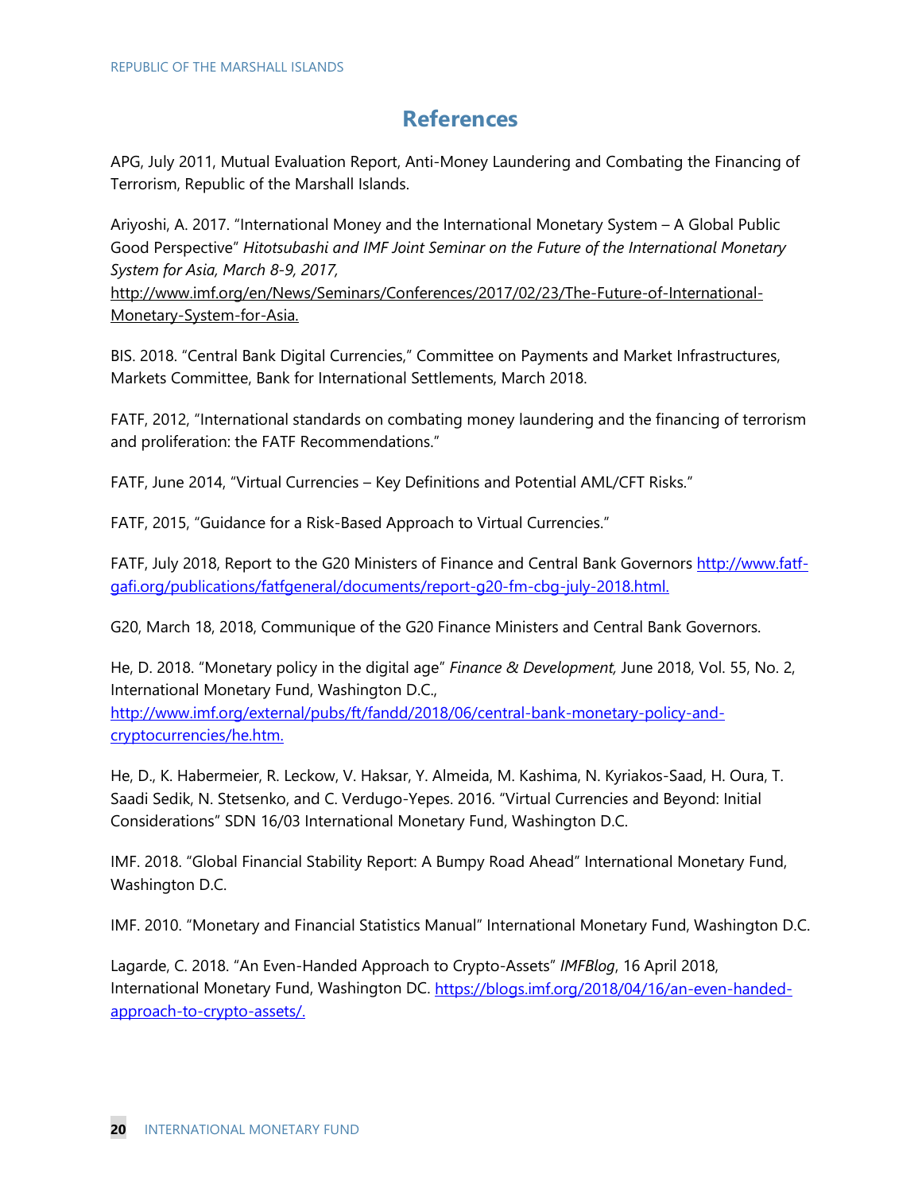## References

APG, July 2011, Mutual Evaluation Report, Anti-Money Laundering and Combating the Financing of Terrorism, Republic of the Marshall Islands.

Ariyoshi, A. 2017. "International Money and the International Monetary System – A Global Public Good Perspective" *Hitotsubashi and IMF Joint Seminar on the Future of the International Monetary System for Asia, March 8-9, 2017,* http://www.imf.org/en/News/Seminars/Conferences/2017/02/23/The-Future-of-International-Monetary-System-for-Asia.

BIS. 2018. "Central Bank Digital Currencies," Committee on Payments and Market Infrastructures, Markets Committee, Bank for International Settlements, March 2018.

FATF, 2012, "International standards on combating money laundering and the financing of terrorism and proliferation: the FATF Recommendations."

FATF, June 2014, "Virtual Currencies – Key Definitions and Potential AML/CFT Risks."

FATF, 2015, "Guidance for a Risk-Based Approach to Virtual Currencies."

FATF, July 2018, Report to the G20 Ministers of Finance and Central Bank Governors http://www.fatf-gafi.org/publications/fatfgeneral/documents/report-g20-fm-cbg-july-2018.html.

G20, March 18, 2018, Communique of the G20 Finance Ministers and Central Bank Governors.

He, D. 2018. "Monetary policy in the digital age" *Finance & Development,* June 2018, Vol. 55, No. 2, International Monetary Fund, Washington D.C., http://www.imf.org/external/pubs/ft/fandd/2018/06/central-bank-monetary-policy-and-cryptocurrencies/he.htm.

He, D., K. Habermeier, R. Leckow, V. Haksar, Y. Almeida, M. Kashima, N. Kyriakos-Saad, H. Oura, T. Saadi Sedik, N. Stetsenko, and C. Verdugo-Yepes. 2016. "Virtual Currencies and Beyond: Initial Considerations" SDN 16/03 International Monetary Fund, Washington D.C.

IMF. 2018. "Global Financial Stability Report: A Bumpy Road Ahead" International Monetary Fund, Washington D.C.

IMF. 2010. "Monetary and Financial Statistics Manual" International Monetary Fund, Washington D.C.

Lagarde, C. 2018. "An Even-Handed Approach to Crypto-Assets" *IMFBlog*, 16 April 2018, International Monetary Fund, Washington DC. https://blogs.imf.org/2018/04/16/an-even-handed-approach-to-crypto-assets/.